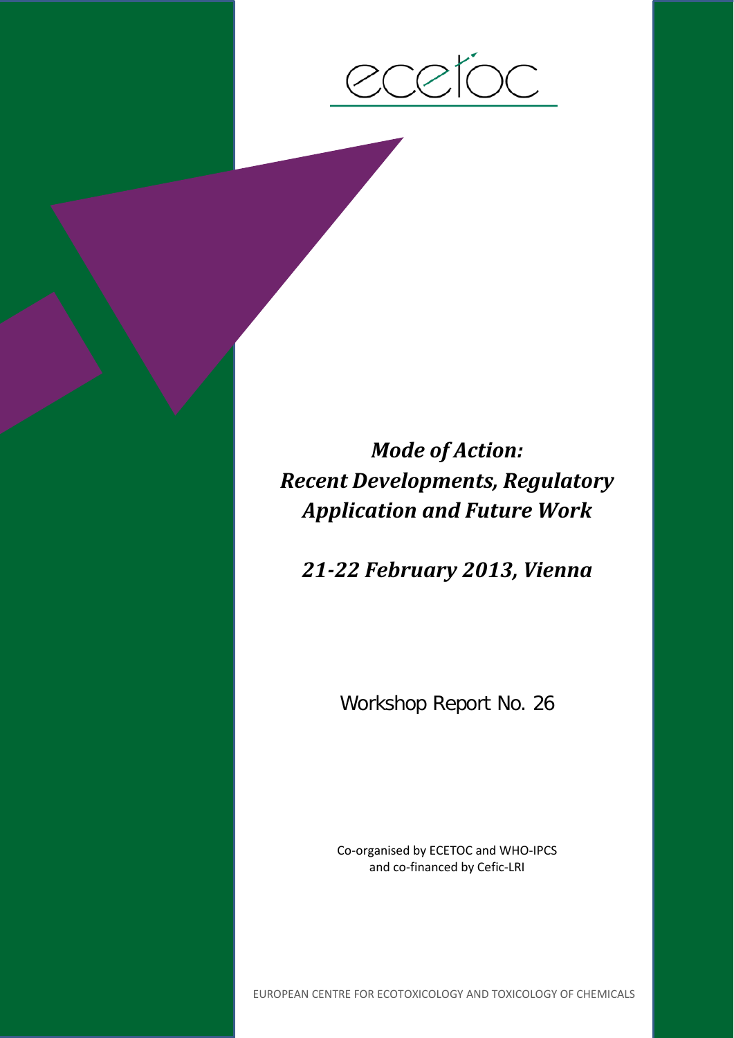ecetoc

# *Mode of Action: Recent Developments, Regulatory Application and Future Work*

## *21-22 February 2013, Vienna*

Workshop Report No. 26

Co-organised by ECETOC and WHO-IPCS
and co-financed by Cefic-LRI

EUROPEAN CENTRE FOR ECOTOXICOLOGY AND TOXICOLOGY OF CHEMICALS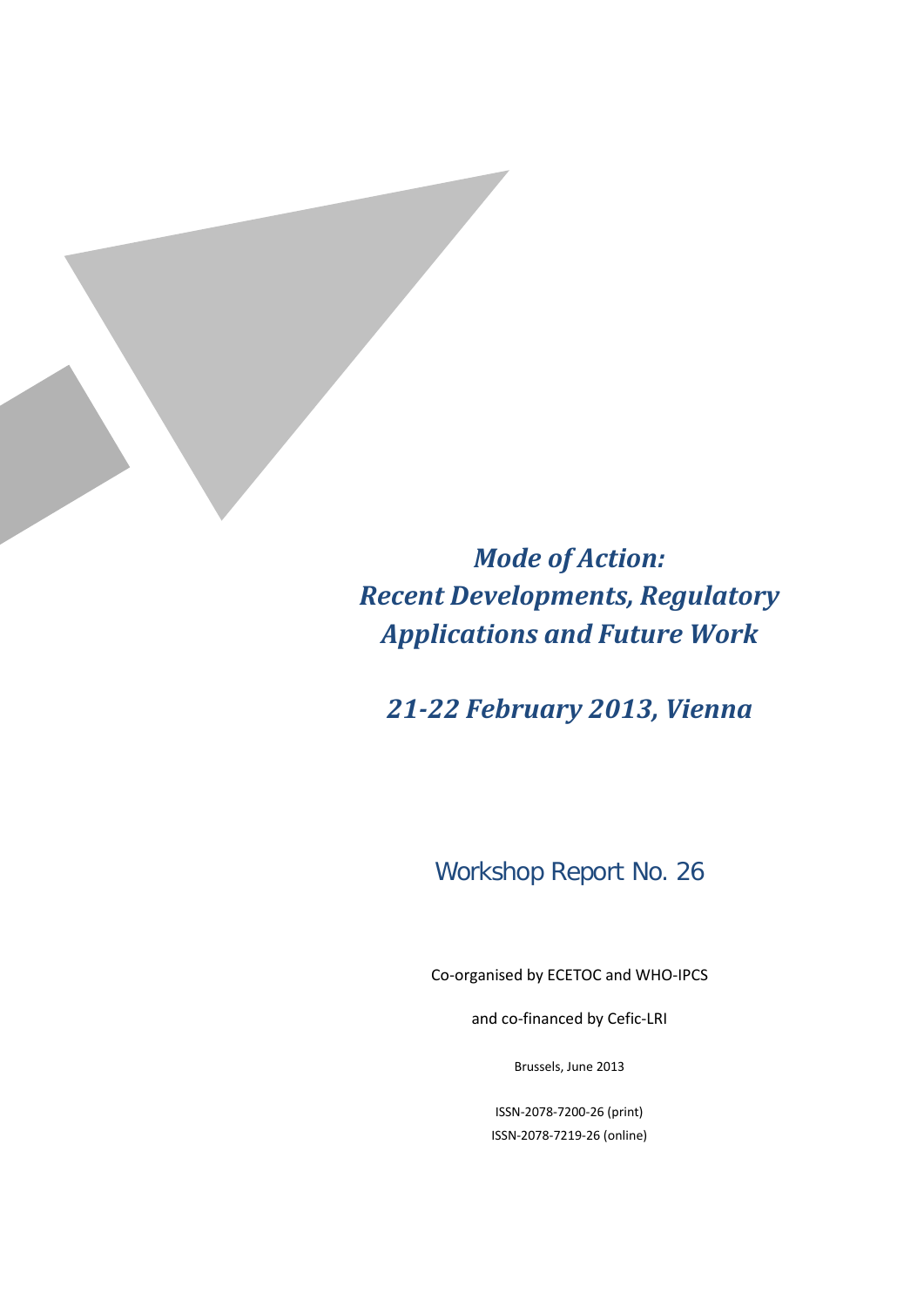# *Mode of Action: Recent Developments, Regulatory Applications and Future Work*

## *21-22 February 2013, Vienna*

Workshop Report No. 26

Co-organised by ECETOC and WHO-IPCS

and co-financed by Cefic-LRI

Brussels, June 2013

ISSN-2078-7200-26 (print)

ISSN-2078-7219-26 (online)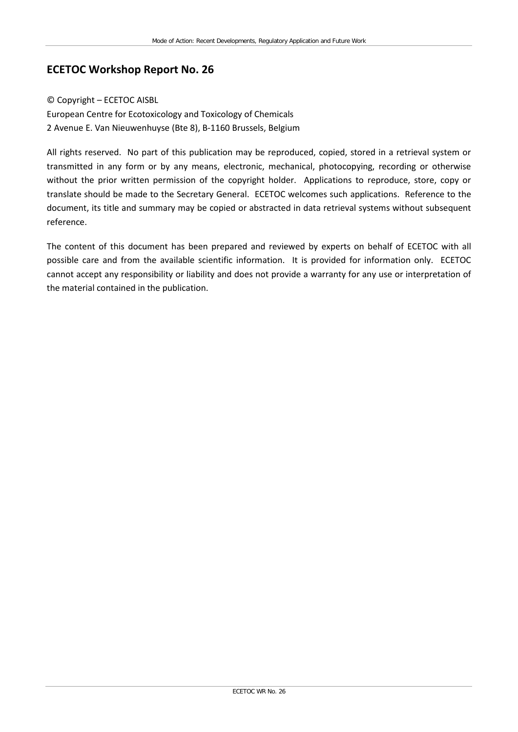## ECETOC Workshop Report No. 26

© Copyright – ECETOC AISBL
European Centre for Ecotoxicology and Toxicology of Chemicals
2 Avenue E. Van Nieuwenhuyse (Bte 8), B-1160 Brussels, Belgium

All rights reserved. No part of this publication may be reproduced, copied, stored in a retrieval system or transmitted in any form or by any means, electronic, mechanical, photocopying, recording or otherwise without the prior written permission of the copyright holder. Applications to reproduce, store, copy or translate should be made to the Secretary General. ECETOC welcomes such applications. Reference to the document, its title and summary may be copied or abstracted in data retrieval systems without subsequent reference.

The content of this document has been prepared and reviewed by experts on behalf of ECETOC with all possible care and from the available scientific information. It is provided for information only. ECETOC cannot accept any responsibility or liability and does not provide a warranty for any use or interpretation of the material contained in the publication.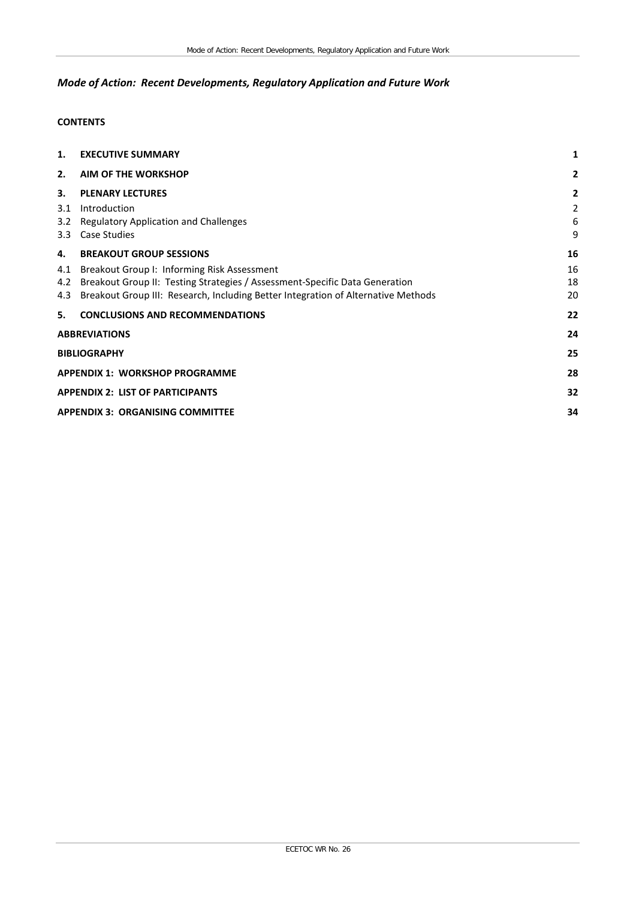*Mode of Action: Recent Developments, Regulatory Application and Future Work*

**CONTENTS**

| | | |
|---|---|---|
| **1.** | **EXECUTIVE SUMMARY** | **1** |
| **2.** | **AIM OF THE WORKSHOP** | **2** |
| **3.** | **PLENARY LECTURES** | **2** |
| 3.1 | Introduction | 2 |
| 3.2 | Regulatory Application and Challenges | 6 |
| 3.3 | Case Studies | 9 |
| **4.** | **BREAKOUT GROUP SESSIONS** | **16** |
| 4.1 | Breakout Group I: Informing Risk Assessment | 16 |
| 4.2 | Breakout Group II: Testing Strategies / Assessment-Specific Data Generation | 18 |
| 4.3 | Breakout Group III: Research, Including Better Integration of Alternative Methods | 20 |
| **5.** | **CONCLUSIONS AND RECOMMENDATIONS** | **22** |
| | **ABBREVIATIONS** | **24** |
| | **BIBLIOGRAPHY** | **25** |
| | **APPENDIX 1: WORKSHOP PROGRAMME** | **28** |
| | **APPENDIX 2: LIST OF PARTICIPANTS** | **32** |
| | **APPENDIX 3: ORGANISING COMMITTEE** | **34** |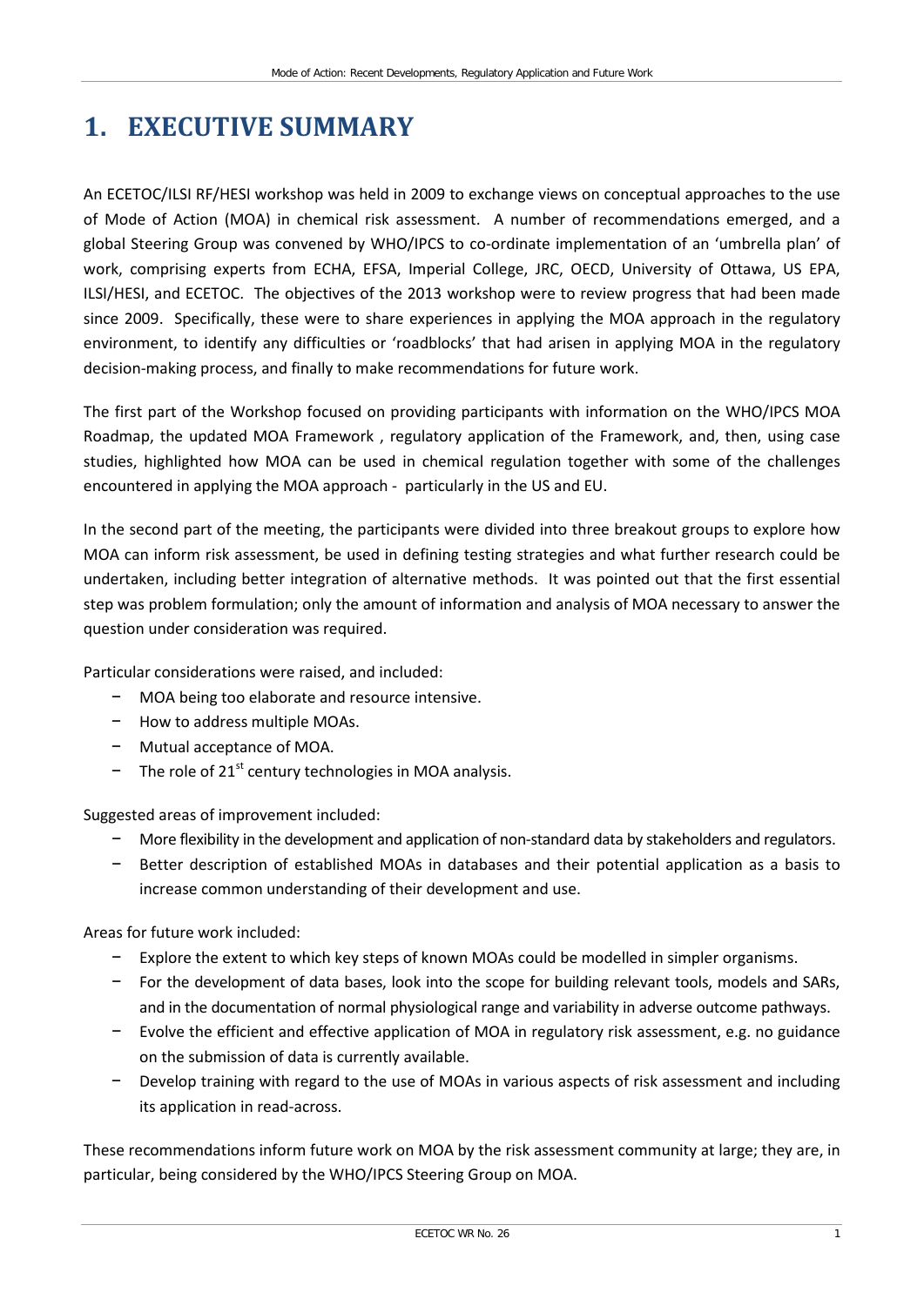# 1. EXECUTIVE SUMMARY

An ECETOC/ILSI RF/HESI workshop was held in 2009 to exchange views on conceptual approaches to the use of Mode of Action (MOA) in chemical risk assessment. A number of recommendations emerged, and a global Steering Group was convened by WHO/IPCS to co-ordinate implementation of an 'umbrella plan' of work, comprising experts from ECHA, EFSA, Imperial College, JRC, OECD, University of Ottawa, US EPA, ILSI/HESI, and ECETOC. The objectives of the 2013 workshop were to review progress that had been made since 2009. Specifically, these were to share experiences in applying the MOA approach in the regulatory environment, to identify any difficulties or 'roadblocks' that had arisen in applying MOA in the regulatory decision-making process, and finally to make recommendations for future work.

The first part of the Workshop focused on providing participants with information on the WHO/IPCS MOA Roadmap, the updated MOA Framework , regulatory application of the Framework, and, then, using case studies, highlighted how MOA can be used in chemical regulation together with some of the challenges encountered in applying the MOA approach - particularly in the US and EU.

In the second part of the meeting, the participants were divided into three breakout groups to explore how MOA can inform risk assessment, be used in defining testing strategies and what further research could be undertaken, including better integration of alternative methods. It was pointed out that the first essential step was problem formulation; only the amount of information and analysis of MOA necessary to answer the question under consideration was required.

Particular considerations were raised, and included:

- MOA being too elaborate and resource intensive.
- How to address multiple MOAs.
- Mutual acceptance of MOA.
- The role of 21st century technologies in MOA analysis.

Suggested areas of improvement included:

- More flexibility in the development and application of non-standard data by stakeholders and regulators.
- Better description of established MOAs in databases and their potential application as a basis to increase common understanding of their development and use.

Areas for future work included:

- Explore the extent to which key steps of known MOAs could be modelled in simpler organisms.
- For the development of data bases, look into the scope for building relevant tools, models and SARs, and in the documentation of normal physiological range and variability in adverse outcome pathways.
- Evolve the efficient and effective application of MOA in regulatory risk assessment, e.g. no guidance on the submission of data is currently available.
- Develop training with regard to the use of MOAs in various aspects of risk assessment and including its application in read-across.

These recommendations inform future work on MOA by the risk assessment community at large; they are, in particular, being considered by the WHO/IPCS Steering Group on MOA.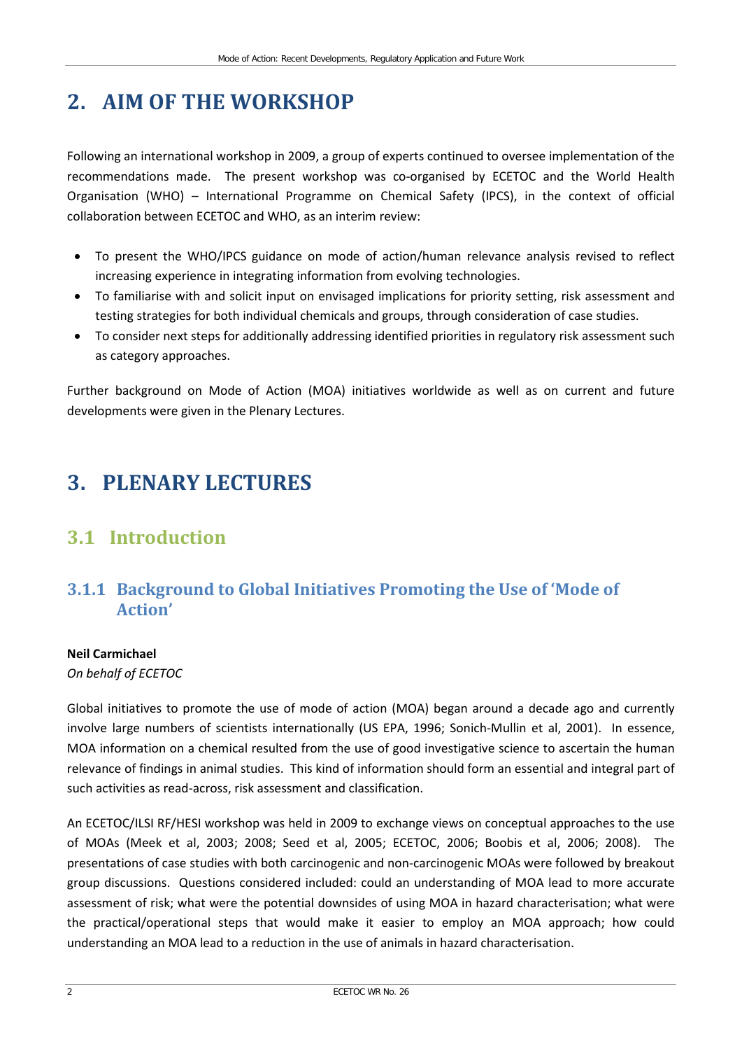# 2. AIM OF THE WORKSHOP

Following an international workshop in 2009, a group of experts continued to oversee implementation of the recommendations made. The present workshop was co-organised by ECETOC and the World Health Organisation (WHO) – International Programme on Chemical Safety (IPCS), in the context of official collaboration between ECETOC and WHO, as an interim review:

- To present the WHO/IPCS guidance on mode of action/human relevance analysis revised to reflect increasing experience in integrating information from evolving technologies.
- To familiarise with and solicit input on envisaged implications for priority setting, risk assessment and testing strategies for both individual chemicals and groups, through consideration of case studies.
- To consider next steps for additionally addressing identified priorities in regulatory risk assessment such as category approaches.

Further background on Mode of Action (MOA) initiatives worldwide as well as on current and future developments were given in the Plenary Lectures.

# 3. PLENARY LECTURES

## 3.1 Introduction

### 3.1.1 Background to Global Initiatives Promoting the Use of 'Mode of Action'

**Neil Carmichael**
*On behalf of ECETOC*

Global initiatives to promote the use of mode of action (MOA) began around a decade ago and currently involve large numbers of scientists internationally (US EPA, 1996; Sonich-Mullin et al, 2001). In essence, MOA information on a chemical resulted from the use of good investigative science to ascertain the human relevance of findings in animal studies. This kind of information should form an essential and integral part of such activities as read-across, risk assessment and classification.

An ECETOC/ILSI RF/HESI workshop was held in 2009 to exchange views on conceptual approaches to the use of MOAs (Meek et al, 2003; 2008; Seed et al, 2005; ECETOC, 2006; Boobis et al, 2006; 2008). The presentations of case studies with both carcinogenic and non-carcinogenic MOAs were followed by breakout group discussions. Questions considered included: could an understanding of MOA lead to more accurate assessment of risk; what were the potential downsides of using MOA in hazard characterisation; what were the practical/operational steps that would make it easier to employ an MOA approach; how could understanding an MOA lead to a reduction in the use of animals in hazard characterisation.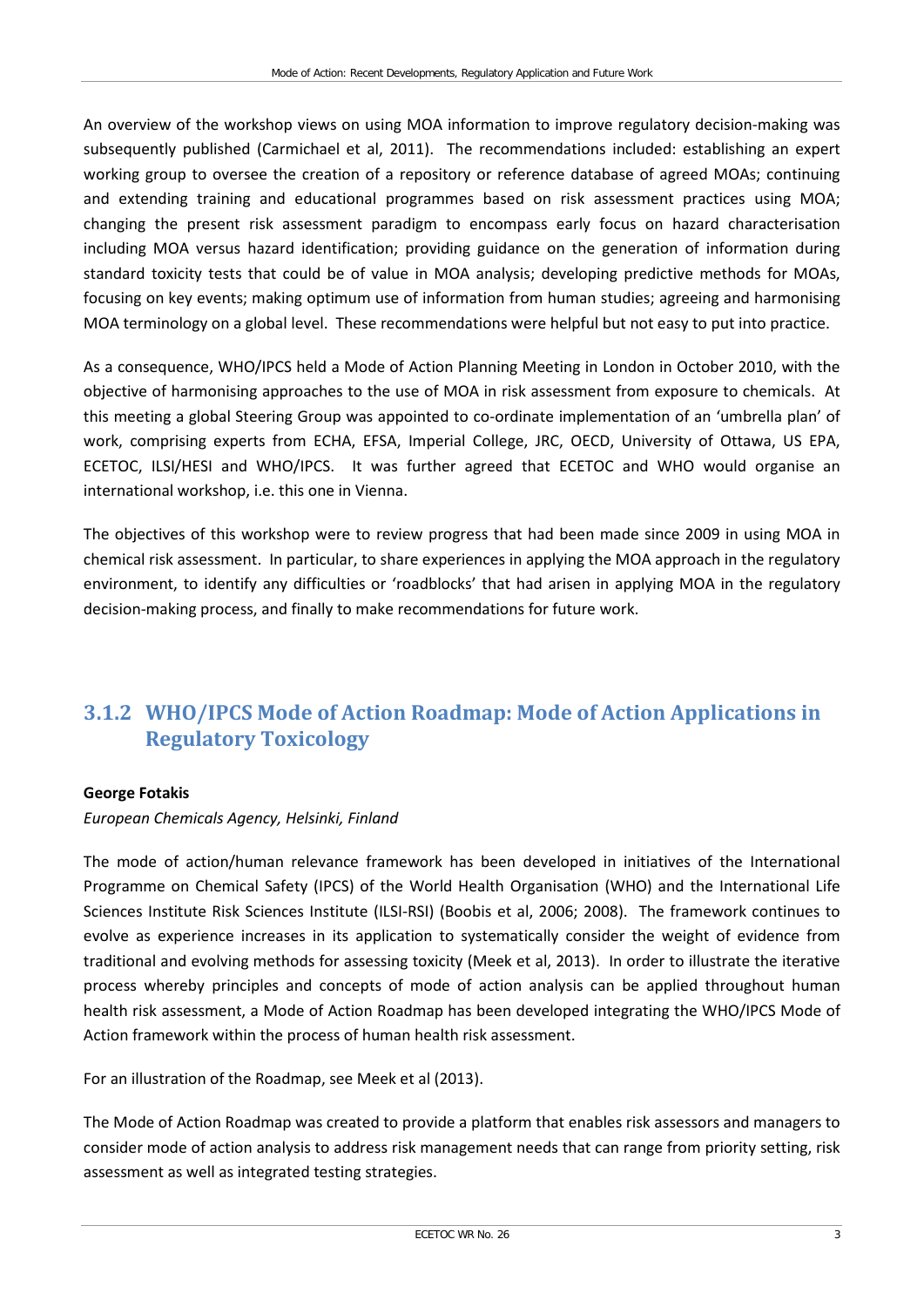An overview of the workshop views on using MOA information to improve regulatory decision-making was subsequently published (Carmichael et al, 2011). The recommendations included: establishing an expert working group to oversee the creation of a repository or reference database of agreed MOAs; continuing and extending training and educational programmes based on risk assessment practices using MOA; changing the present risk assessment paradigm to encompass early focus on hazard characterisation including MOA versus hazard identification; providing guidance on the generation of information during standard toxicity tests that could be of value in MOA analysis; developing predictive methods for MOAs, focusing on key events; making optimum use of information from human studies; agreeing and harmonising MOA terminology on a global level. These recommendations were helpful but not easy to put into practice.

As a consequence, WHO/IPCS held a Mode of Action Planning Meeting in London in October 2010, with the objective of harmonising approaches to the use of MOA in risk assessment from exposure to chemicals. At this meeting a global Steering Group was appointed to co-ordinate implementation of an 'umbrella plan' of work, comprising experts from ECHA, EFSA, Imperial College, JRC, OECD, University of Ottawa, US EPA, ECETOC, ILSI/HESI and WHO/IPCS. It was further agreed that ECETOC and WHO would organise an international workshop, i.e. this one in Vienna.

The objectives of this workshop were to review progress that had been made since 2009 in using MOA in chemical risk assessment. In particular, to share experiences in applying the MOA approach in the regulatory environment, to identify any difficulties or 'roadblocks' that had arisen in applying MOA in the regulatory decision-making process, and finally to make recommendations for future work.

### 3.1.2 WHO/IPCS Mode of Action Roadmap: Mode of Action Applications in Regulatory Toxicology

**George Fotakis**

*European Chemicals Agency, Helsinki, Finland*

The mode of action/human relevance framework has been developed in initiatives of the International Programme on Chemical Safety (IPCS) of the World Health Organisation (WHO) and the International Life Sciences Institute Risk Sciences Institute (ILSI-RSI) (Boobis et al, 2006; 2008). The framework continues to evolve as experience increases in its application to systematically consider the weight of evidence from traditional and evolving methods for assessing toxicity (Meek et al, 2013). In order to illustrate the iterative process whereby principles and concepts of mode of action analysis can be applied throughout human health risk assessment, a Mode of Action Roadmap has been developed integrating the WHO/IPCS Mode of Action framework within the process of human health risk assessment.

For an illustration of the Roadmap, see Meek et al (2013).

The Mode of Action Roadmap was created to provide a platform that enables risk assessors and managers to consider mode of action analysis to address risk management needs that can range from priority setting, risk assessment as well as integrated testing strategies.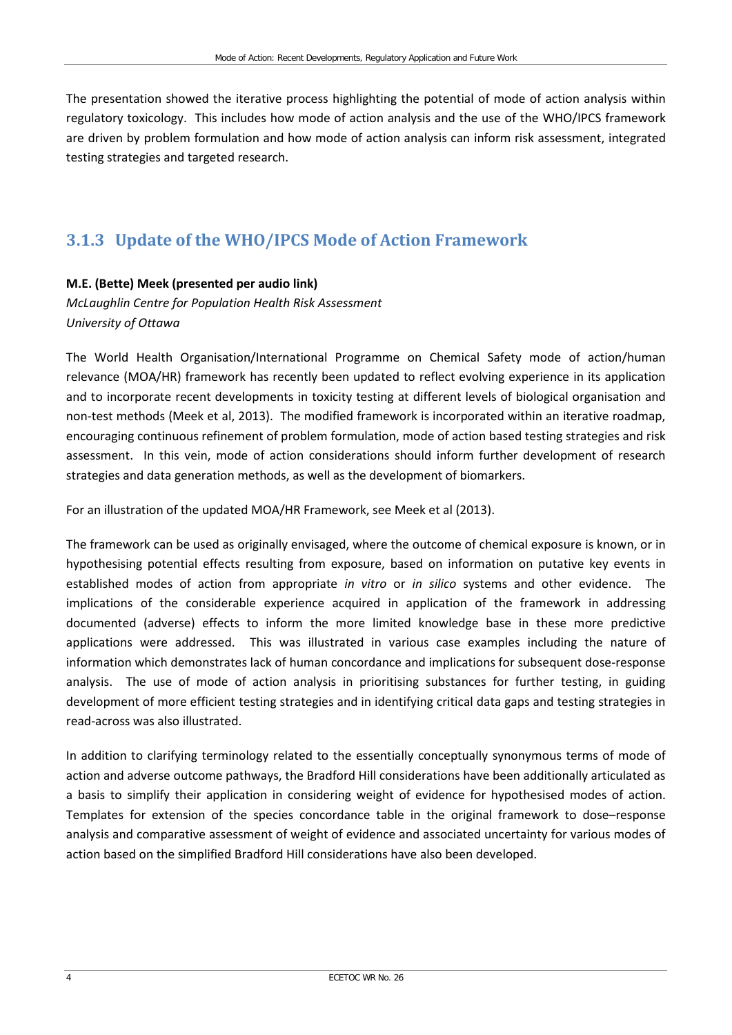The presentation showed the iterative process highlighting the potential of mode of action analysis within regulatory toxicology. This includes how mode of action analysis and the use of the WHO/IPCS framework are driven by problem formulation and how mode of action analysis can inform risk assessment, integrated testing strategies and targeted research.

### 3.1.3 Update of the WHO/IPCS Mode of Action Framework

**M.E. (Bette) Meek (presented per audio link)**
*McLaughlin Centre for Population Health Risk Assessment*
*University of Ottawa*

The World Health Organisation/International Programme on Chemical Safety mode of action/human relevance (MOA/HR) framework has recently been updated to reflect evolving experience in its application and to incorporate recent developments in toxicity testing at different levels of biological organisation and non-test methods (Meek et al, 2013). The modified framework is incorporated within an iterative roadmap, encouraging continuous refinement of problem formulation, mode of action based testing strategies and risk assessment. In this vein, mode of action considerations should inform further development of research strategies and data generation methods, as well as the development of biomarkers.

For an illustration of the updated MOA/HR Framework, see Meek et al (2013).

The framework can be used as originally envisaged, where the outcome of chemical exposure is known, or in hypothesising potential effects resulting from exposure, based on information on putative key events in established modes of action from appropriate *in vitro* or *in silico* systems and other evidence. The implications of the considerable experience acquired in application of the framework in addressing documented (adverse) effects to inform the more limited knowledge base in these more predictive applications were addressed. This was illustrated in various case examples including the nature of information which demonstrates lack of human concordance and implications for subsequent dose-response analysis. The use of mode of action analysis in prioritising substances for further testing, in guiding development of more efficient testing strategies and in identifying critical data gaps and testing strategies in read-across was also illustrated.

In addition to clarifying terminology related to the essentially conceptually synonymous terms of mode of action and adverse outcome pathways, the Bradford Hill considerations have been additionally articulated as a basis to simplify their application in considering weight of evidence for hypothesised modes of action. Templates for extension of the species concordance table in the original framework to dose–response analysis and comparative assessment of weight of evidence and associated uncertainty for various modes of action based on the simplified Bradford Hill considerations have also been developed.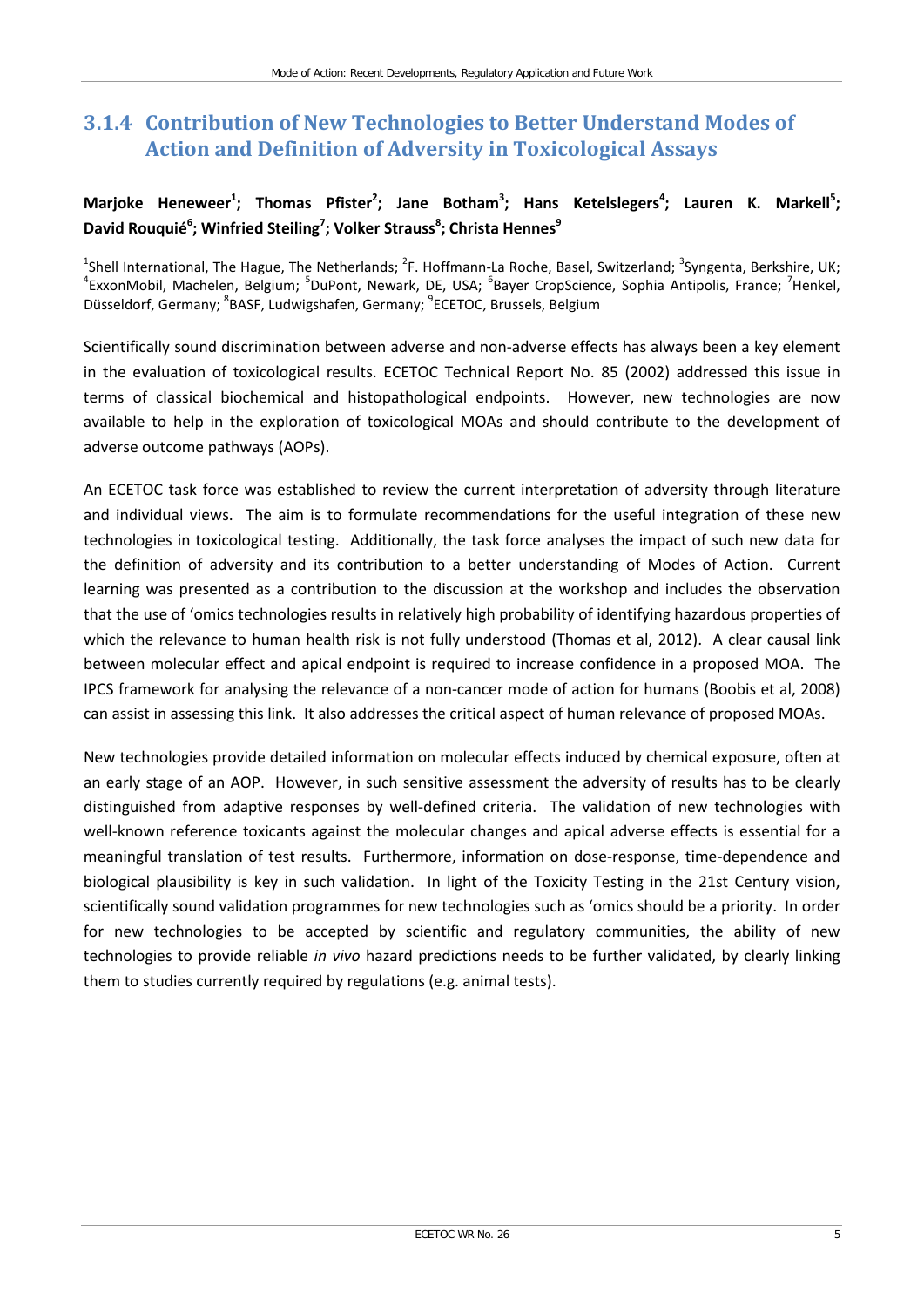### 3.1.4 Contribution of New Technologies to Better Understand Modes of Action and Definition of Adversity in Toxicological Assays

**Marjoke Heneweer[1]; Thomas Pfister[2]; Jane Botham[3]; Hans Ketelslegers[4]; Lauren K. Markell[5]; David Rouquié[6]; Winfried Steiling[7]; Volker Strauss[8]; Christa Hennes[9]**

[1]Shell International, The Hague, The Netherlands; [2]F. Hoffmann-La Roche, Basel, Switzerland; [3]Syngenta, Berkshire, UK; [4]ExxonMobil, Machelen, Belgium; [5]DuPont, Newark, DE, USA; [6]Bayer CropScience, Sophia Antipolis, France; [7]Henkel, Düsseldorf, Germany; [8]BASF, Ludwigshafen, Germany; [9]ECETOC, Brussels, Belgium

Scientifically sound discrimination between adverse and non-adverse effects has always been a key element in the evaluation of toxicological results. ECETOC Technical Report No. 85 (2002) addressed this issue in terms of classical biochemical and histopathological endpoints. However, new technologies are now available to help in the exploration of toxicological MOAs and should contribute to the development of adverse outcome pathways (AOPs).

An ECETOC task force was established to review the current interpretation of adversity through literature and individual views. The aim is to formulate recommendations for the useful integration of these new technologies in toxicological testing. Additionally, the task force analyses the impact of such new data for the definition of adversity and its contribution to a better understanding of Modes of Action. Current learning was presented as a contribution to the discussion at the workshop and includes the observation that the use of 'omics technologies results in relatively high probability of identifying hazardous properties of which the relevance to human health risk is not fully understood (Thomas et al, 2012). A clear causal link between molecular effect and apical endpoint is required to increase confidence in a proposed MOA. The IPCS framework for analysing the relevance of a non-cancer mode of action for humans (Boobis et al, 2008) can assist in assessing this link. It also addresses the critical aspect of human relevance of proposed MOAs.

New technologies provide detailed information on molecular effects induced by chemical exposure, often at an early stage of an AOP. However, in such sensitive assessment the adversity of results has to be clearly distinguished from adaptive responses by well-defined criteria. The validation of new technologies with well-known reference toxicants against the molecular changes and apical adverse effects is essential for a meaningful translation of test results. Furthermore, information on dose-response, time-dependence and biological plausibility is key in such validation. In light of the Toxicity Testing in the 21st Century vision, scientifically sound validation programmes for new technologies such as 'omics should be a priority. In order for new technologies to be accepted by scientific and regulatory communities, the ability of new technologies to provide reliable *in vivo* hazard predictions needs to be further validated, by clearly linking them to studies currently required by regulations (e.g. animal tests).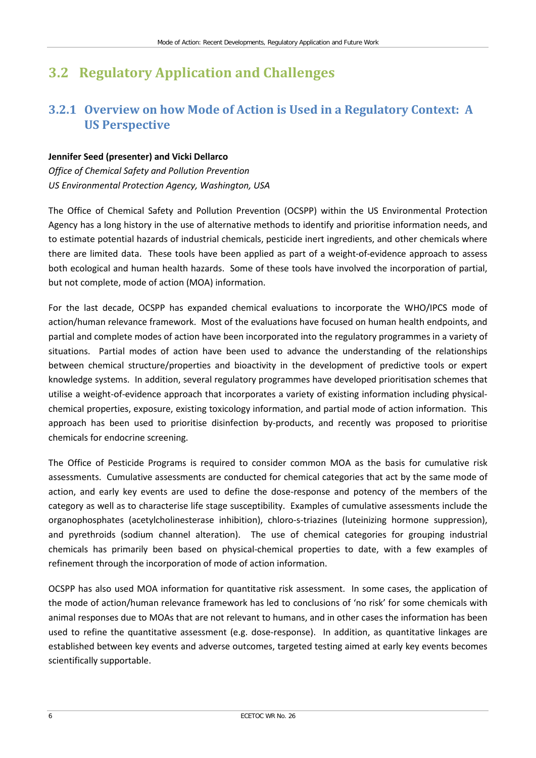## 3.2 Regulatory Application and Challenges

### 3.2.1 Overview on how Mode of Action is Used in a Regulatory Context: A US Perspective

**Jennifer Seed (presenter) and Vicki Dellarco**

*Office of Chemical Safety and Pollution Prevention*

*US Environmental Protection Agency, Washington, USA*

The Office of Chemical Safety and Pollution Prevention (OCSPP) within the US Environmental Protection Agency has a long history in the use of alternative methods to identify and prioritise information needs, and to estimate potential hazards of industrial chemicals, pesticide inert ingredients, and other chemicals where there are limited data. These tools have been applied as part of a weight-of-evidence approach to assess both ecological and human health hazards. Some of these tools have involved the incorporation of partial, but not complete, mode of action (MOA) information.

For the last decade, OCSPP has expanded chemical evaluations to incorporate the WHO/IPCS mode of action/human relevance framework. Most of the evaluations have focused on human health endpoints, and partial and complete modes of action have been incorporated into the regulatory programmes in a variety of situations. Partial modes of action have been used to advance the understanding of the relationships between chemical structure/properties and bioactivity in the development of predictive tools or expert knowledge systems. In addition, several regulatory programmes have developed prioritisation schemes that utilise a weight-of-evidence approach that incorporates a variety of existing information including physical-chemical properties, exposure, existing toxicology information, and partial mode of action information. This approach has been used to prioritise disinfection by-products, and recently was proposed to prioritise chemicals for endocrine screening.

The Office of Pesticide Programs is required to consider common MOA as the basis for cumulative risk assessments. Cumulative assessments are conducted for chemical categories that act by the same mode of action, and early key events are used to define the dose-response and potency of the members of the category as well as to characterise life stage susceptibility. Examples of cumulative assessments include the organophosphates (acetylcholinesterase inhibition), chloro-s-triazines (luteinizing hormone suppression), and pyrethroids (sodium channel alteration). The use of chemical categories for grouping industrial chemicals has primarily been based on physical-chemical properties to date, with a few examples of refinement through the incorporation of mode of action information.

OCSPP has also used MOA information for quantitative risk assessment. In some cases, the application of the mode of action/human relevance framework has led to conclusions of 'no risk' for some chemicals with animal responses due to MOAs that are not relevant to humans, and in other cases the information has been used to refine the quantitative assessment (e.g. dose-response). In addition, as quantitative linkages are established between key events and adverse outcomes, targeted testing aimed at early key events becomes scientifically supportable.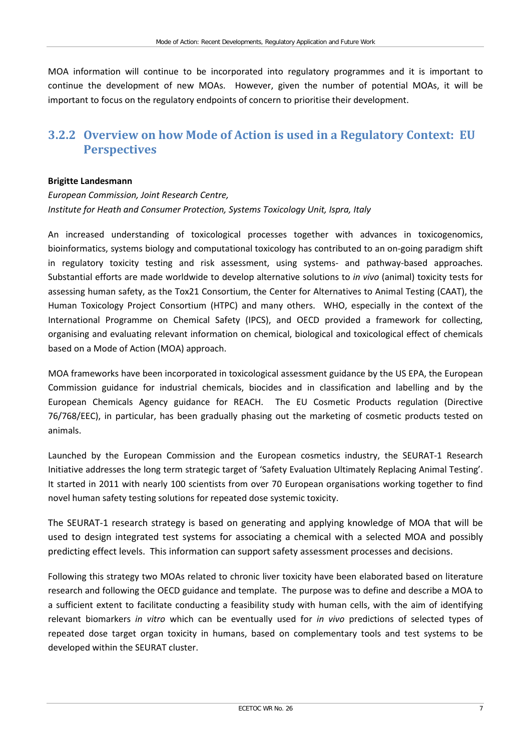MOA information will continue to be incorporated into regulatory programmes and it is important to continue the development of new MOAs. However, given the number of potential MOAs, it will be important to focus on the regulatory endpoints of concern to prioritise their development.

### 3.2.2 Overview on how Mode of Action is used in a Regulatory Context: EU Perspectives

**Brigitte Landesmann**

*European Commission, Joint Research Centre,*
*Institute for Heath and Consumer Protection, Systems Toxicology Unit, Ispra, Italy*

An increased understanding of toxicological processes together with advances in toxicogenomics, bioinformatics, systems biology and computational toxicology has contributed to an on-going paradigm shift in regulatory toxicity testing and risk assessment, using systems- and pathway-based approaches. Substantial efforts are made worldwide to develop alternative solutions to *in vivo* (animal) toxicity tests for assessing human safety, as the Tox21 Consortium, the Center for Alternatives to Animal Testing (CAAT), the Human Toxicology Project Consortium (HTPC) and many others. WHO, especially in the context of the International Programme on Chemical Safety (IPCS), and OECD provided a framework for collecting, organising and evaluating relevant information on chemical, biological and toxicological effect of chemicals based on a Mode of Action (MOA) approach.

MOA frameworks have been incorporated in toxicological assessment guidance by the US EPA, the European Commission guidance for industrial chemicals, biocides and in classification and labelling and by the European Chemicals Agency guidance for REACH. The EU Cosmetic Products regulation (Directive 76/768/EEC), in particular, has been gradually phasing out the marketing of cosmetic products tested on animals.

Launched by the European Commission and the European cosmetics industry, the SEURAT-1 Research Initiative addresses the long term strategic target of 'Safety Evaluation Ultimately Replacing Animal Testing'. It started in 2011 with nearly 100 scientists from over 70 European organisations working together to find novel human safety testing solutions for repeated dose systemic toxicity.

The SEURAT-1 research strategy is based on generating and applying knowledge of MOA that will be used to design integrated test systems for associating a chemical with a selected MOA and possibly predicting effect levels. This information can support safety assessment processes and decisions.

Following this strategy two MOAs related to chronic liver toxicity have been elaborated based on literature research and following the OECD guidance and template. The purpose was to define and describe a MOA to a sufficient extent to facilitate conducting a feasibility study with human cells, with the aim of identifying relevant biomarkers *in vitro* which can be eventually used for *in vivo* predictions of selected types of repeated dose target organ toxicity in humans, based on complementary tools and test systems to be developed within the SEURAT cluster.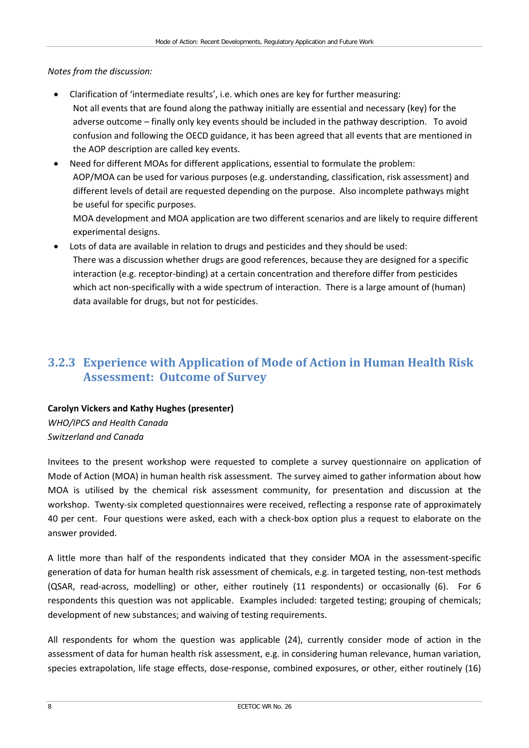*Notes from the discussion:*

- Clarification of 'intermediate results', i.e. which ones are key for further measuring:
  Not all events that are found along the pathway initially are essential and necessary (key) for the adverse outcome – finally only key events should be included in the pathway description. To avoid confusion and following the OECD guidance, it has been agreed that all events that are mentioned in the AOP description are called key events.
- Need for different MOAs for different applications, essential to formulate the problem:
  AOP/MOA can be used for various purposes (e.g. understanding, classification, risk assessment) and different levels of detail are requested depending on the purpose. Also incomplete pathways might be useful for specific purposes.
  MOA development and MOA application are two different scenarios and are likely to require different experimental designs.
- Lots of data are available in relation to drugs and pesticides and they should be used:
  There was a discussion whether drugs are good references, because they are designed for a specific interaction (e.g. receptor-binding) at a certain concentration and therefore differ from pesticides which act non-specifically with a wide spectrum of interaction. There is a large amount of (human) data available for drugs, but not for pesticides.

### 3.2.3 Experience with Application of Mode of Action in Human Health Risk Assessment: Outcome of Survey

**Carolyn Vickers and Kathy Hughes (presenter)**
*WHO/IPCS and Health Canada*
*Switzerland and Canada*

Invitees to the present workshop were requested to complete a survey questionnaire on application of Mode of Action (MOA) in human health risk assessment. The survey aimed to gather information about how MOA is utilised by the chemical risk assessment community, for presentation and discussion at the workshop. Twenty-six completed questionnaires were received, reflecting a response rate of approximately 40 per cent. Four questions were asked, each with a check-box option plus a request to elaborate on the answer provided.

A little more than half of the respondents indicated that they consider MOA in the assessment-specific generation of data for human health risk assessment of chemicals, e.g. in targeted testing, non-test methods (QSAR, read-across, modelling) or other, either routinely (11 respondents) or occasionally (6). For 6 respondents this question was not applicable. Examples included: targeted testing; grouping of chemicals; development of new substances; and waiving of testing requirements.

All respondents for whom the question was applicable (24), currently consider mode of action in the assessment of data for human health risk assessment, e.g. in considering human relevance, human variation, species extrapolation, life stage effects, dose-response, combined exposures, or other, either routinely (16)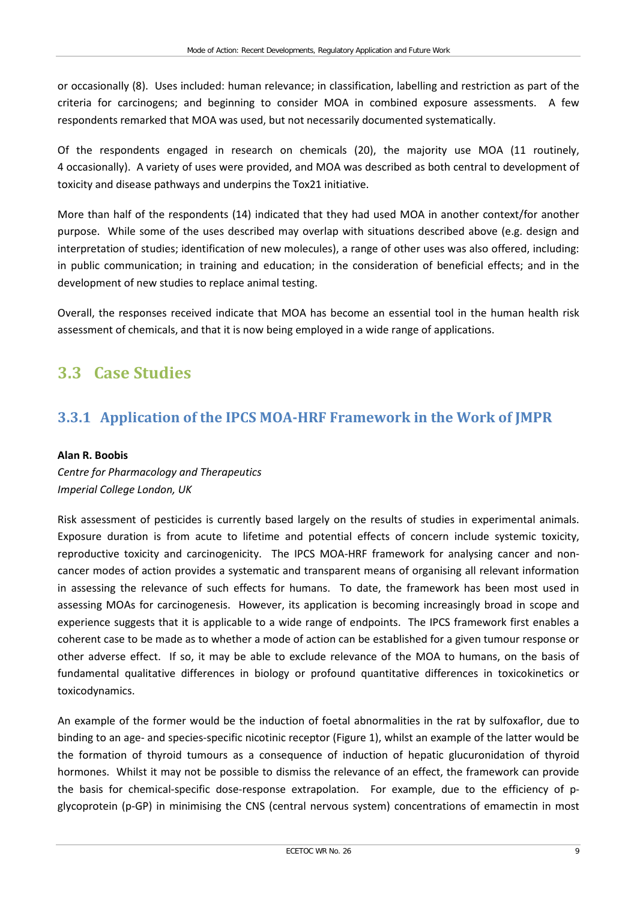or occasionally (8). Uses included: human relevance; in classification, labelling and restriction as part of the criteria for carcinogens; and beginning to consider MOA in combined exposure assessments. A few respondents remarked that MOA was used, but not necessarily documented systematically.

Of the respondents engaged in research on chemicals (20), the majority use MOA (11 routinely, 4 occasionally). A variety of uses were provided, and MOA was described as both central to development of toxicity and disease pathways and underpins the Tox21 initiative.

More than half of the respondents (14) indicated that they had used MOA in another context/for another purpose. While some of the uses described may overlap with situations described above (e.g. design and interpretation of studies; identification of new molecules), a range of other uses was also offered, including: in public communication; in training and education; in the consideration of beneficial effects; and in the development of new studies to replace animal testing.

Overall, the responses received indicate that MOA has become an essential tool in the human health risk assessment of chemicals, and that it is now being employed in a wide range of applications.

## 3.3 Case Studies

### 3.3.1 Application of the IPCS MOA-HRF Framework in the Work of JMPR

**Alan R. Boobis**

*Centre for Pharmacology and Therapeutics*
*Imperial College London, UK*

Risk assessment of pesticides is currently based largely on the results of studies in experimental animals. Exposure duration is from acute to lifetime and potential effects of concern include systemic toxicity, reproductive toxicity and carcinogenicity. The IPCS MOA-HRF framework for analysing cancer and non-cancer modes of action provides a systematic and transparent means of organising all relevant information in assessing the relevance of such effects for humans. To date, the framework has been most used in assessing MOAs for carcinogenesis. However, its application is becoming increasingly broad in scope and experience suggests that it is applicable to a wide range of endpoints. The IPCS framework first enables a coherent case to be made as to whether a mode of action can be established for a given tumour response or other adverse effect. If so, it may be able to exclude relevance of the MOA to humans, on the basis of fundamental qualitative differences in biology or profound quantitative differences in toxicokinetics or toxicodynamics.

An example of the former would be the induction of foetal abnormalities in the rat by sulfoxaflor, due to binding to an age- and species-specific nicotinic receptor (Figure 1), whilst an example of the latter would be the formation of thyroid tumours as a consequence of induction of hepatic glucuronidation of thyroid hormones. Whilst it may not be possible to dismiss the relevance of an effect, the framework can provide the basis for chemical-specific dose-response extrapolation. For example, due to the efficiency of p-glycoprotein (p-GP) in minimising the CNS (central nervous system) concentrations of emamectin in most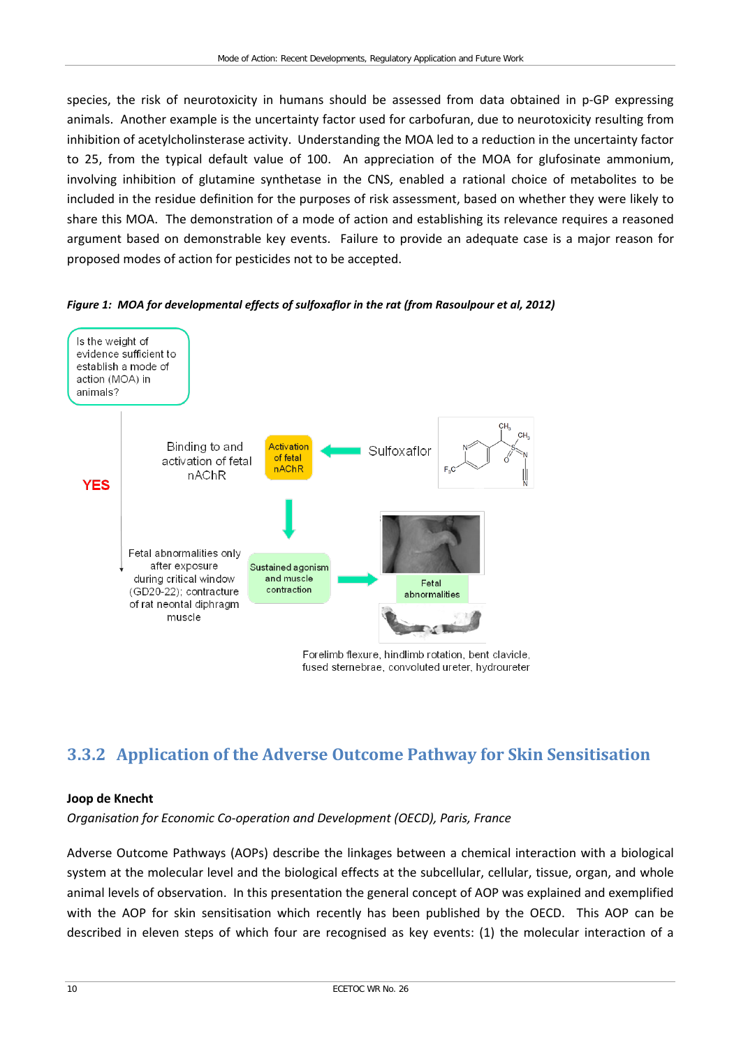species, the risk of neurotoxicity in humans should be assessed from data obtained in p-GP expressing animals. Another example is the uncertainty factor used for carbofuran, due to neurotoxicity resulting from inhibition of acetylcholinsterase activity. Understanding the MOA led to a reduction in the uncertainty factor to 25, from the typical default value of 100. An appreciation of the MOA for glufosinate ammonium, involving inhibition of glutamine synthetase in the CNS, enabled a rational choice of metabolites to be included in the residue definition for the purposes of risk assessment, based on whether they were likely to share this MOA. The demonstration of a mode of action and establishing its relevance requires a reasoned argument based on demonstrable key events. Failure to provide an adequate case is a major reason for proposed modes of action for pesticides not to be accepted.

***Figure 1: MOA for developmental effects of sulfoxaflor in the rat (from Rasoulpour et al, 2012)***

Is the weight of evidence sufficient to establish a mode of action (MOA) in animals?

YES

Binding to and activation of fetal nAChR

Activation of fetal nAChR

Sulfoxaflor

Fetal abnormalities only after exposure during critical window (GD20-22); contracture of rat neontal diaphragm muscle

Sustained agonism and muscle contraction

Fetal abnormalities

Forelimb flexure, hindlimb rotation, bent clavicle, fused sternebrae, convoluted ureter, hydroureter

## 3.3.2 Application of the Adverse Outcome Pathway for Skin Sensitisation

**Joop de Knecht**

*Organisation for Economic Co-operation and Development (OECD), Paris, France*

Adverse Outcome Pathways (AOPs) describe the linkages between a chemical interaction with a biological system at the molecular level and the biological effects at the subcellular, cellular, tissue, organ, and whole animal levels of observation. In this presentation the general concept of AOP was explained and exemplified with the AOP for skin sensitisation which recently has been published by the OECD. This AOP can be described in eleven steps of which four are recognised as key events: (1) the molecular interaction of a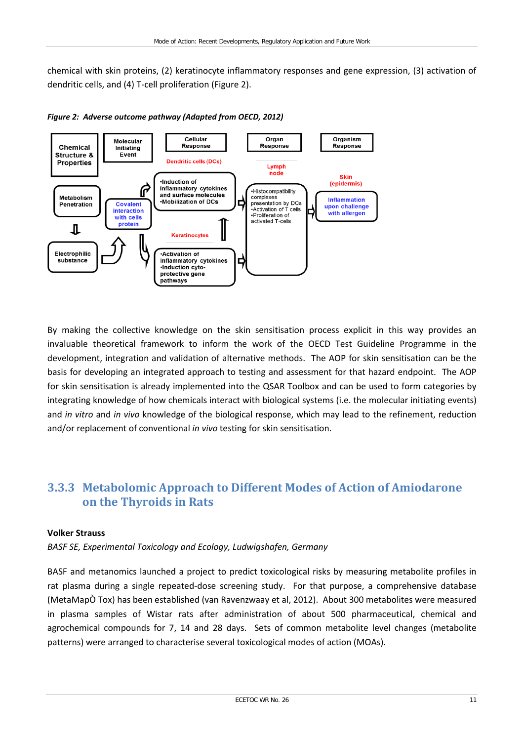chemical with skin proteins, (2) keratinocyte inflammatory responses and gene expression, (3) activation of dendritic cells, and (4) T-cell proliferation (Figure 2).

***Figure 2: Adverse outcome pathway (Adapted from OECD, 2012)***

By making the collective knowledge on the skin sensitisation process explicit in this way provides an invaluable theoretical framework to inform the work of the OECD Test Guideline Programme in the development, integration and validation of alternative methods. The AOP for skin sensitisation can be the basis for developing an integrated approach to testing and assessment for that hazard endpoint. The AOP for skin sensitisation is already implemented into the QSAR Toolbox and can be used to form categories by integrating knowledge of how chemicals interact with biological systems (i.e. the molecular initiating events) and *in vitro* and *in vivo* knowledge of the biological response, which may lead to the refinement, reduction and/or replacement of conventional *in vivo* testing for skin sensitisation.

### 3.3.3 Metabolomic Approach to Different Modes of Action of Amiodarone on the Thyroids in Rats

**Volker Strauss**

*BASF SE, Experimental Toxicology and Ecology, Ludwigshafen, Germany*

BASF and metanomics launched a project to predict toxicological risks by measuring metabolite profiles in rat plasma during a single repeated-dose screening study. For that purpose, a comprehensive database (MetaMapÒ Tox) has been established (van Ravenzwaay et al, 2012). About 300 metabolites were measured in plasma samples of Wistar rats after administration of about 500 pharmaceutical, chemical and agrochemical compounds for 7, 14 and 28 days. Sets of common metabolite level changes (metabolite patterns) were arranged to characterise several toxicological modes of action (MOAs).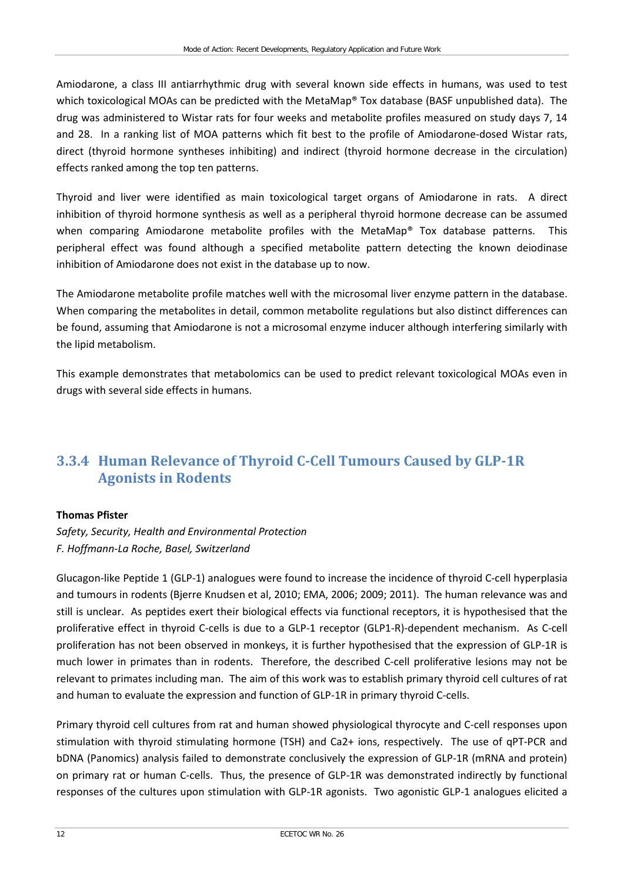Amiodarone, a class III antiarrhythmic drug with several known side effects in humans, was used to test which toxicological MOAs can be predicted with the MetaMap® Tox database (BASF unpublished data). The drug was administered to Wistar rats for four weeks and metabolite profiles measured on study days 7, 14 and 28. In a ranking list of MOA patterns which fit best to the profile of Amiodarone-dosed Wistar rats, direct (thyroid hormone syntheses inhibiting) and indirect (thyroid hormone decrease in the circulation) effects ranked among the top ten patterns.

Thyroid and liver were identified as main toxicological target organs of Amiodarone in rats. A direct inhibition of thyroid hormone synthesis as well as a peripheral thyroid hormone decrease can be assumed when comparing Amiodarone metabolite profiles with the MetaMap® Tox database patterns. This peripheral effect was found although a specified metabolite pattern detecting the known deiodinase inhibition of Amiodarone does not exist in the database up to now.

The Amiodarone metabolite profile matches well with the microsomal liver enzyme pattern in the database. When comparing the metabolites in detail, common metabolite regulations but also distinct differences can be found, assuming that Amiodarone is not a microsomal enzyme inducer although interfering similarly with the lipid metabolism.

This example demonstrates that metabolomics can be used to predict relevant toxicological MOAs even in drugs with several side effects in humans.

### 3.3.4 Human Relevance of Thyroid C-Cell Tumours Caused by GLP-1R Agonists in Rodents

**Thomas Pfister**

*Safety, Security, Health and Environmental Protection*
*F. Hoffmann-La Roche, Basel, Switzerland*

Glucagon-like Peptide 1 (GLP-1) analogues were found to increase the incidence of thyroid C-cell hyperplasia and tumours in rodents (Bjerre Knudsen et al, 2010; EMA, 2006; 2009; 2011). The human relevance was and still is unclear. As peptides exert their biological effects via functional receptors, it is hypothesised that the proliferative effect in thyroid C-cells is due to a GLP-1 receptor (GLP1-R)-dependent mechanism. As C-cell proliferation has not been observed in monkeys, it is further hypothesised that the expression of GLP-1R is much lower in primates than in rodents. Therefore, the described C-cell proliferative lesions may not be relevant to primates including man. The aim of this work was to establish primary thyroid cell cultures of rat and human to evaluate the expression and function of GLP-1R in primary thyroid C-cells.

Primary thyroid cell cultures from rat and human showed physiological thyrocyte and C-cell responses upon stimulation with thyroid stimulating hormone (TSH) and $Ca^{2+}$ ions, respectively. The use of qPT-PCR and bDNA (Panomics) analysis failed to demonstrate conclusively the expression of GLP-1R (mRNA and protein) on primary rat or human C-cells. Thus, the presence of GLP-1R was demonstrated indirectly by functional responses of the cultures upon stimulation with GLP-1R agonists. Two agonistic GLP-1 analogues elicited a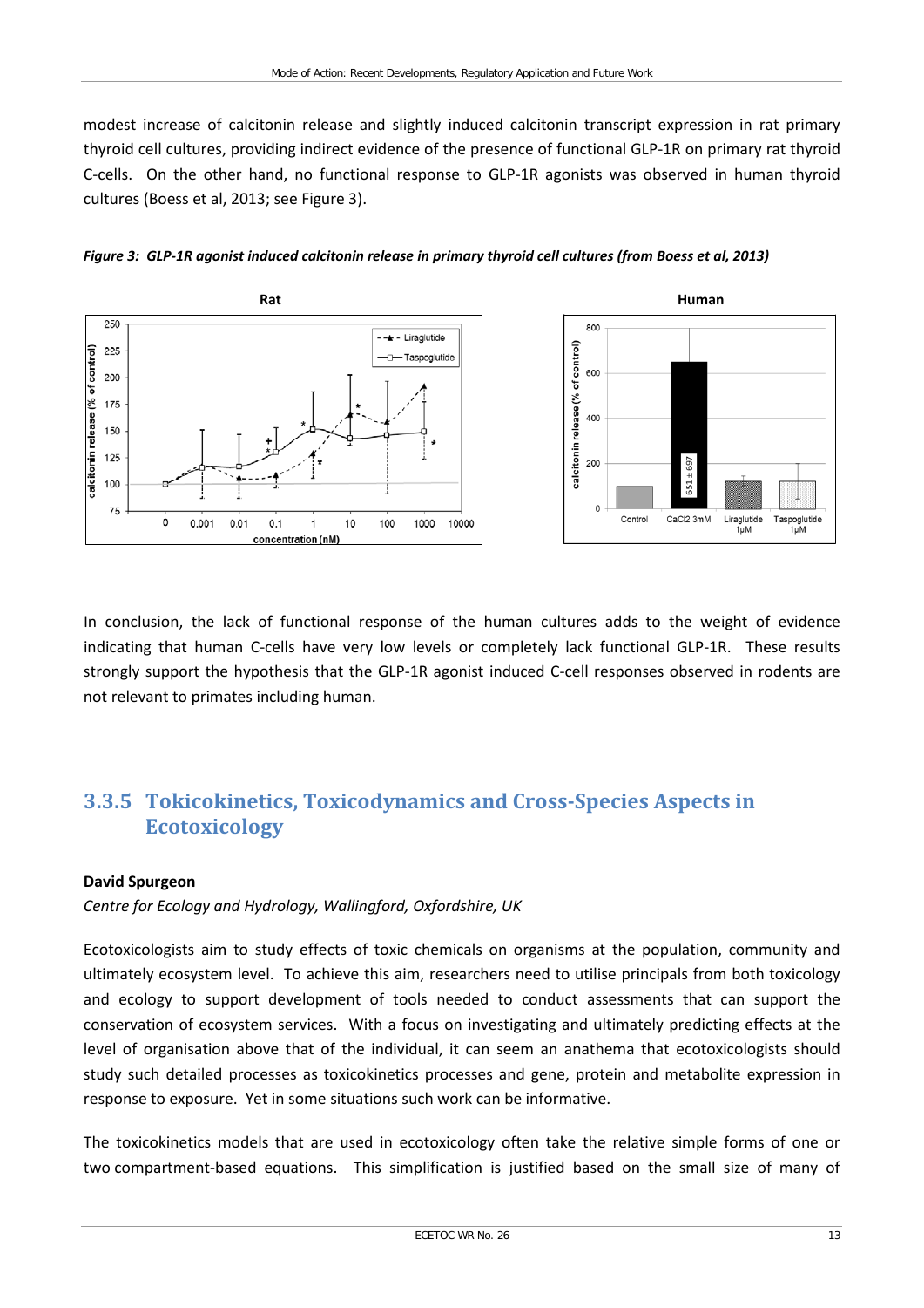modest increase of calcitonin release and slightly induced calcitonin transcript expression in rat primary thyroid cell cultures, providing indirect evidence of the presence of functional GLP-1R on primary rat thyroid C-cells. On the other hand, no functional response to GLP-1R agonists was observed in human thyroid cultures (Boess et al, 2013; see Figure 3).

***Figure 3: GLP-1R agonist induced calcitonin release in primary thyroid cell cultures (from Boess et al, 2013)***

In conclusion, the lack of functional response of the human cultures adds to the weight of evidence indicating that human C-cells have very low levels or completely lack functional GLP-1R. These results strongly support the hypothesis that the GLP-1R agonist induced C-cell responses observed in rodents are not relevant to primates including human.

### 3.3.5 Tokicokinetics, Toxicodynamics and Cross-Species Aspects in Ecotoxicology

**David Spurgeon**

*Centre for Ecology and Hydrology, Wallingford, Oxfordshire, UK*

Ecotoxicologists aim to study effects of toxic chemicals on organisms at the population, community and ultimately ecosystem level. To achieve this aim, researchers need to utilise principals from both toxicology and ecology to support development of tools needed to conduct assessments that can support the conservation of ecosystem services. With a focus on investigating and ultimately predicting effects at the level of organisation above that of the individual, it can seem an anathema that ecotoxicologists should study such detailed processes as toxicokinetics processes and gene, protein and metabolite expression in response to exposure. Yet in some situations such work can be informative.

The toxicokinetics models that are used in ecotoxicology often take the relative simple forms of one or two compartment-based equations. This simplification is justified based on the small size of many of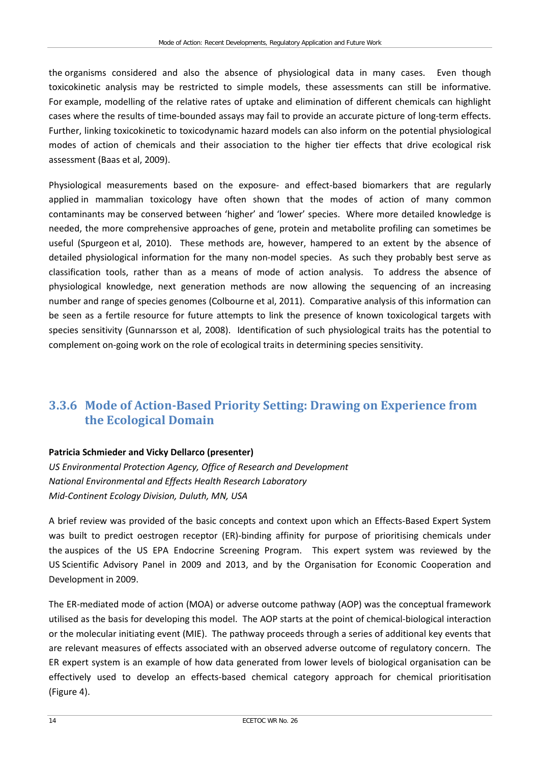the organisms considered and also the absence of physiological data in many cases. Even though toxicokinetic analysis may be restricted to simple models, these assessments can still be informative. For example, modelling of the relative rates of uptake and elimination of different chemicals can highlight cases where the results of time-bounded assays may fail to provide an accurate picture of long-term effects. Further, linking toxicokinetic to toxicodynamic hazard models can also inform on the potential physiological modes of action of chemicals and their association to the higher tier effects that drive ecological risk assessment (Baas et al, 2009).

Physiological measurements based on the exposure- and effect-based biomarkers that are regularly applied in mammalian toxicology have often shown that the modes of action of many common contaminants may be conserved between 'higher' and 'lower' species. Where more detailed knowledge is needed, the more comprehensive approaches of gene, protein and metabolite profiling can sometimes be useful (Spurgeon et al, 2010). These methods are, however, hampered to an extent by the absence of detailed physiological information for the many non-model species. As such they probably best serve as classification tools, rather than as a means of mode of action analysis. To address the absence of physiological knowledge, next generation methods are now allowing the sequencing of an increasing number and range of species genomes (Colbourne et al, 2011). Comparative analysis of this information can be seen as a fertile resource for future attempts to link the presence of known toxicological targets with species sensitivity (Gunnarsson et al, 2008). Identification of such physiological traits has the potential to complement on-going work on the role of ecological traits in determining species sensitivity.

### 3.3.6 Mode of Action-Based Priority Setting: Drawing on Experience from the Ecological Domain

**Patricia Schmieder and Vicky Dellarco (presenter)**

*US Environmental Protection Agency, Office of Research and Development*
*National Environmental and Effects Health Research Laboratory*
*Mid-Continent Ecology Division, Duluth, MN, USA*

A brief review was provided of the basic concepts and context upon which an Effects-Based Expert System was built to predict oestrogen receptor (ER)-binding affinity for purpose of prioritising chemicals under the auspices of the US EPA Endocrine Screening Program. This expert system was reviewed by the US Scientific Advisory Panel in 2009 and 2013, and by the Organisation for Economic Cooperation and Development in 2009.

The ER-mediated mode of action (MOA) or adverse outcome pathway (AOP) was the conceptual framework utilised as the basis for developing this model. The AOP starts at the point of chemical-biological interaction or the molecular initiating event (MIE). The pathway proceeds through a series of additional key events that are relevant measures of effects associated with an observed adverse outcome of regulatory concern. The ER expert system is an example of how data generated from lower levels of biological organisation can be effectively used to develop an effects-based chemical category approach for chemical prioritisation (Figure 4).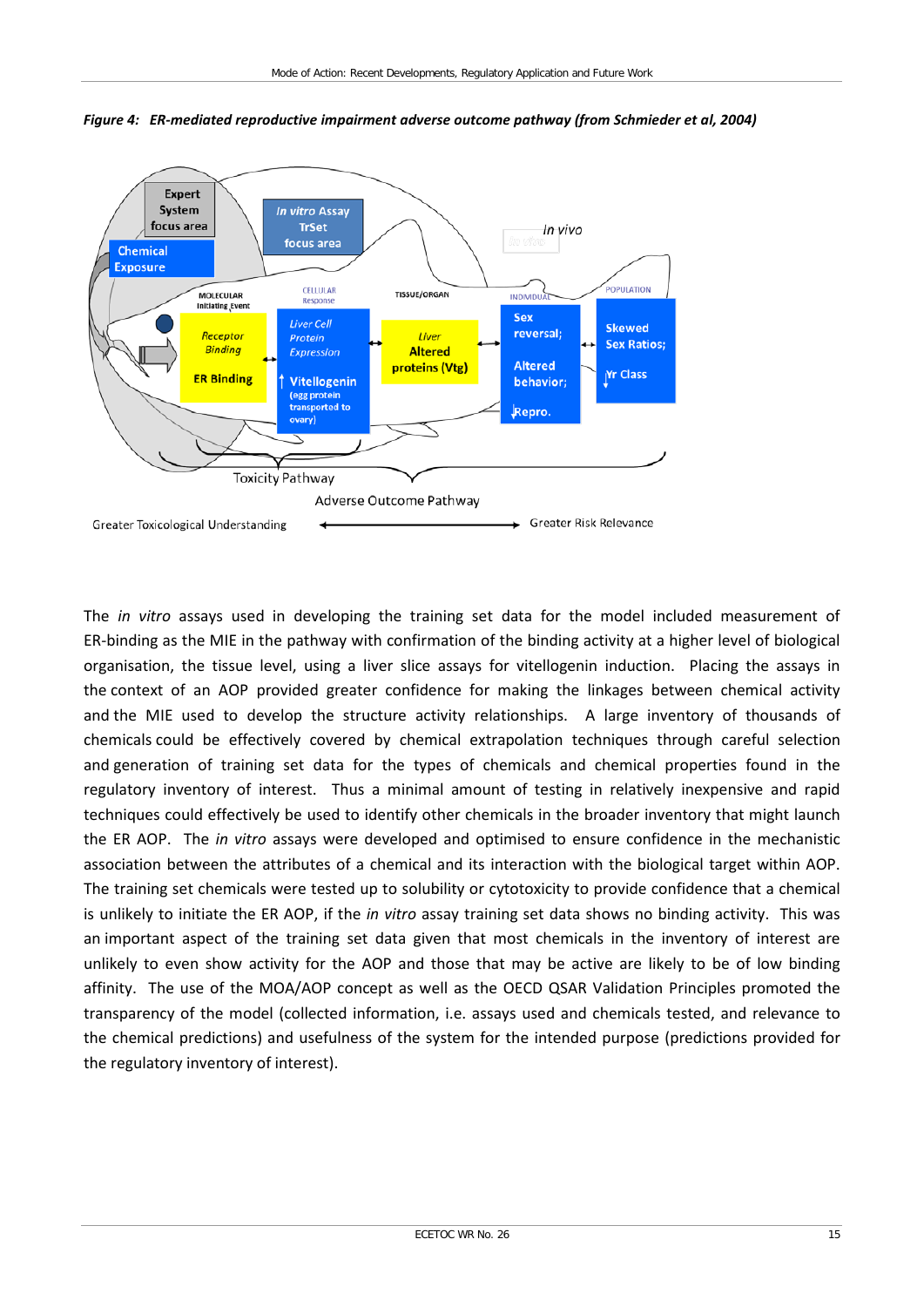*Figure 4: ER-mediated reproductive impairment adverse outcome pathway (from Schmieder et al, 2004)*

The *in vitro* assays used in developing the training set data for the model included measurement of ER-binding as the MIE in the pathway with confirmation of the binding activity at a higher level of biological organisation, the tissue level, using a liver slice assays for vitellogenin induction. Placing the assays in the context of an AOP provided greater confidence for making the linkages between chemical activity and the MIE used to develop the structure activity relationships. A large inventory of thousands of chemicals could be effectively covered by chemical extrapolation techniques through careful selection and generation of training set data for the types of chemicals and chemical properties found in the regulatory inventory of interest. Thus a minimal amount of testing in relatively inexpensive and rapid techniques could effectively be used to identify other chemicals in the broader inventory that might launch the ER AOP. The *in vitro* assays were developed and optimised to ensure confidence in the mechanistic association between the attributes of a chemical and its interaction with the biological target within AOP. The training set chemicals were tested up to solubility or cytotoxicity to provide confidence that a chemical is unlikely to initiate the ER AOP, if the *in vitro* assay training set data shows no binding activity. This was an important aspect of the training set data given that most chemicals in the inventory of interest are unlikely to even show activity for the AOP and those that may be active are likely to be of low binding affinity. The use of the MOA/AOP concept as well as the OECD QSAR Validation Principles promoted the transparency of the model (collected information, i.e. assays used and chemicals tested, and relevance to the chemical predictions) and usefulness of the system for the intended purpose (predictions provided for the regulatory inventory of interest).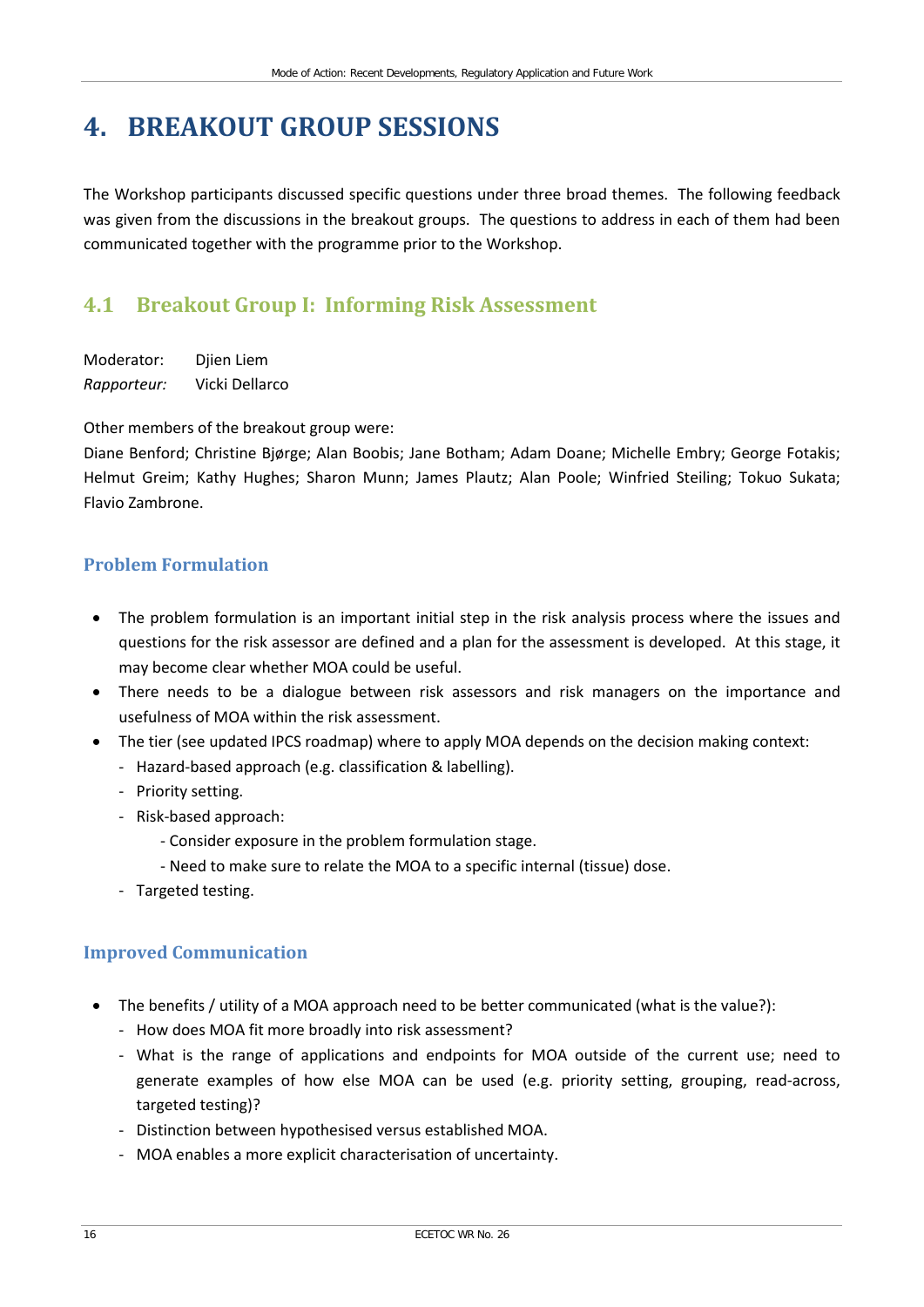# 4. BREAKOUT GROUP SESSIONS

The Workshop participants discussed specific questions under three broad themes. The following feedback was given from the discussions in the breakout groups. The questions to address in each of them had been communicated together with the programme prior to the Workshop.

## 4.1 Breakout Group I: Informing Risk Assessment

Moderator: Djien Liem
*Rapporteur:* Vicki Dellarco

Other members of the breakout group were:
Diane Benford; Christine Bjørge; Alan Boobis; Jane Botham; Adam Doane; Michelle Embry; George Fotakis; Helmut Greim; Kathy Hughes; Sharon Munn; James Plautz; Alan Poole; Winfried Steiling; Tokuo Sukata; Flavio Zambrone.

### Problem Formulation

- The problem formulation is an important initial step in the risk analysis process where the issues and questions for the risk assessor are defined and a plan for the assessment is developed. At this stage, it may become clear whether MOA could be useful.
- There needs to be a dialogue between risk assessors and risk managers on the importance and usefulness of MOA within the risk assessment.
- The tier (see updated IPCS roadmap) where to apply MOA depends on the decision making context:
  - Hazard-based approach (e.g. classification & labelling).
  - Priority setting.
  - Risk-based approach:
    - Consider exposure in the problem formulation stage.
    - Need to make sure to relate the MOA to a specific internal (tissue) dose.
  - Targeted testing.

### Improved Communication

- The benefits / utility of a MOA approach need to be better communicated (what is the value?):
  - How does MOA fit more broadly into risk assessment?
  - What is the range of applications and endpoints for MOA outside of the current use; need to generate examples of how else MOA can be used (e.g. priority setting, grouping, read-across, targeted testing)?
  - Distinction between hypothesised versus established MOA.
  - MOA enables a more explicit characterisation of uncertainty.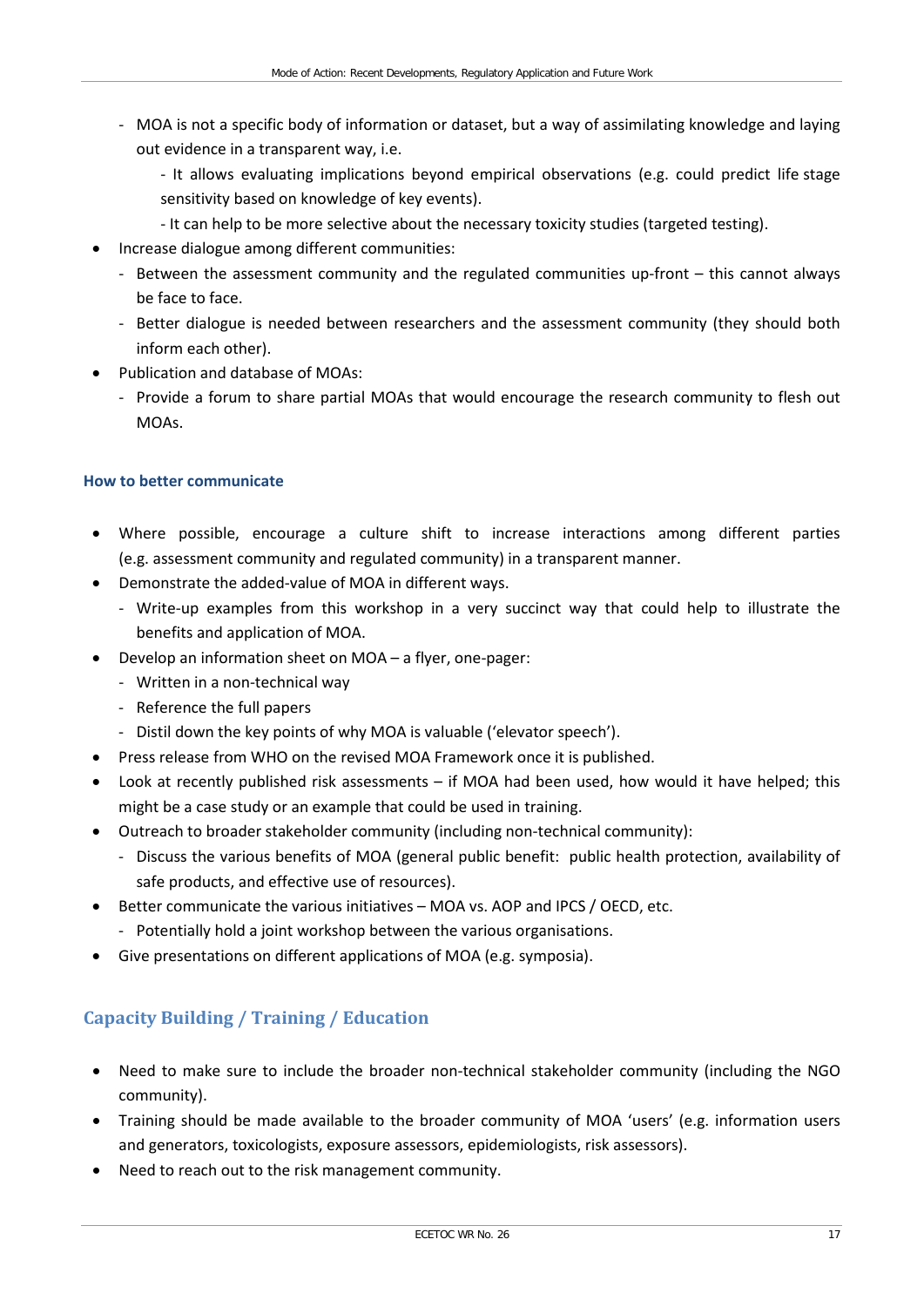- MOA is not a specific body of information or dataset, but a way of assimilating knowledge and laying out evidence in a transparent way, i.e.
    - It allows evaluating implications beyond empirical observations (e.g. could predict life stage sensitivity based on knowledge of key events).
    - It can help to be more selective about the necessary toxicity studies (targeted testing).

- Increase dialogue among different communities:
    - Between the assessment community and the regulated communities up-front – this cannot always be face to face.
    - Better dialogue is needed between researchers and the assessment community (they should both inform each other).
- Publication and database of MOAs:
    - Provide a forum to share partial MOAs that would encourage the research community to flesh out MOAs.

#### How to better communicate

- Where possible, encourage a culture shift to increase interactions among different parties (e.g. assessment community and regulated community) in a transparent manner.
- Demonstrate the added-value of MOA in different ways.
    - Write-up examples from this workshop in a very succinct way that could help to illustrate the benefits and application of MOA.
- Develop an information sheet on MOA – a flyer, one-pager:
    - Written in a non-technical way
    - Reference the full papers
    - Distil down the key points of why MOA is valuable ('elevator speech').
- Press release from WHO on the revised MOA Framework once it is published.
- Look at recently published risk assessments – if MOA had been used, how would it have helped; this might be a case study or an example that could be used in training.
- Outreach to broader stakeholder community (including non-technical community):
    - Discuss the various benefits of MOA (general public benefit: public health protection, availability of safe products, and effective use of resources).
- Better communicate the various initiatives – MOA vs. AOP and IPCS / OECD, etc.
    - Potentially hold a joint workshop between the various organisations.
- Give presentations on different applications of MOA (e.g. symposia).

### Capacity Building / Training / Education

- Need to make sure to include the broader non-technical stakeholder community (including the NGO community).
- Training should be made available to the broader community of MOA 'users' (e.g. information users and generators, toxicologists, exposure assessors, epidemiologists, risk assessors).
- Need to reach out to the risk management community.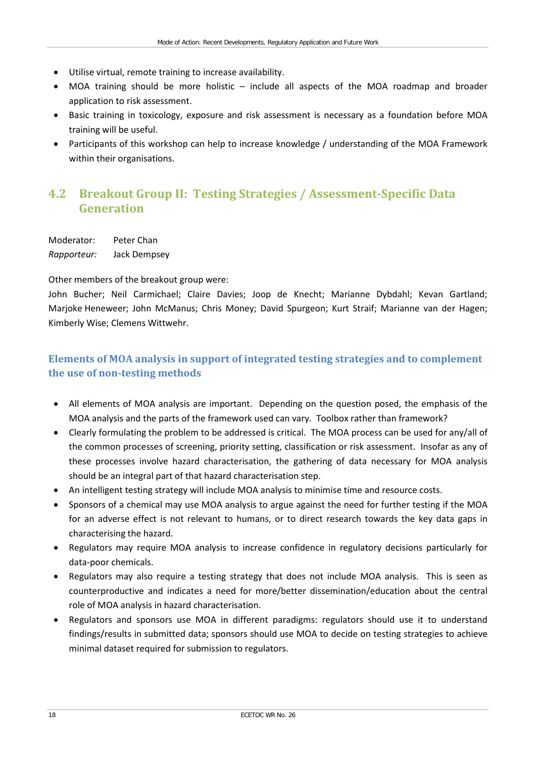- Utilise virtual, remote training to increase availability.
- MOA training should be more holistic – include all aspects of the MOA roadmap and broader application to risk assessment.
- Basic training in toxicology, exposure and risk assessment is necessary as a foundation before MOA training will be useful.
- Participants of this workshop can help to increase knowledge / understanding of the MOA Framework within their organisations.

## 4.2 Breakout Group II: Testing Strategies / Assessment-Specific Data Generation

Moderator: Peter Chan
*Rapporteur:* Jack Dempsey

Other members of the breakout group were:
John Bucher; Neil Carmichael; Claire Davies; Joop de Knecht; Marianne Dybdahl; Kevan Gartland; Marjoke Heneweer; John McManus; Chris Money; David Spurgeon; Kurt Straif; Marianne van der Hagen; Kimberly Wise; Clemens Wittwehr.

### Elements of MOA analysis in support of integrated testing strategies and to complement the use of non-testing methods

- All elements of MOA analysis are important. Depending on the question posed, the emphasis of the MOA analysis and the parts of the framework used can vary. Toolbox rather than framework?
- Clearly formulating the problem to be addressed is critical. The MOA process can be used for any/all of the common processes of screening, priority setting, classification or risk assessment. Insofar as any of these processes involve hazard characterisation, the gathering of data necessary for MOA analysis should be an integral part of that hazard characterisation step.
- An intelligent testing strategy will include MOA analysis to minimise time and resource costs.
- Sponsors of a chemical may use MOA analysis to argue against the need for further testing if the MOA for an adverse effect is not relevant to humans, or to direct research towards the key data gaps in characterising the hazard.
- Regulators may require MOA analysis to increase confidence in regulatory decisions particularly for data-poor chemicals.
- Regulators may also require a testing strategy that does not include MOA analysis. This is seen as counterproductive and indicates a need for more/better dissemination/education about the central role of MOA analysis in hazard characterisation.
- Regulators and sponsors use MOA in different paradigms: regulators should use it to understand findings/results in submitted data; sponsors should use MOA to decide on testing strategies to achieve minimal dataset required for submission to regulators.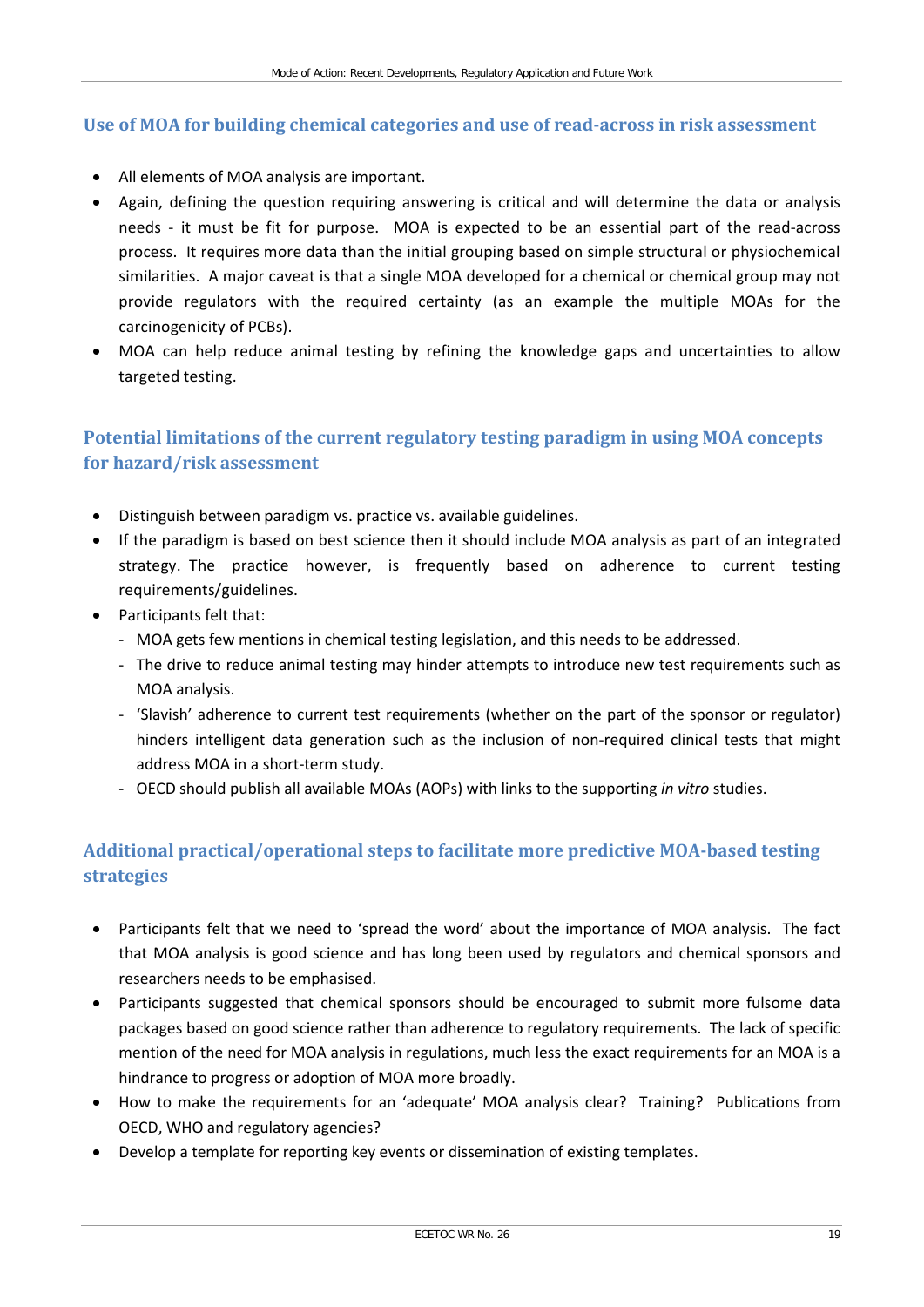### Use of MOA for building chemical categories and use of read-across in risk assessment

- All elements of MOA analysis are important.
- Again, defining the question requiring answering is critical and will determine the data or analysis needs - it must be fit for purpose. MOA is expected to be an essential part of the read-across process. It requires more data than the initial grouping based on simple structural or physiochemical similarities. A major caveat is that a single MOA developed for a chemical or chemical group may not provide regulators with the required certainty (as an example the multiple MOAs for the carcinogenicity of PCBs).
- MOA can help reduce animal testing by refining the knowledge gaps and uncertainties to allow targeted testing.

### Potential limitations of the current regulatory testing paradigm in using MOA concepts for hazard/risk assessment

- Distinguish between paradigm vs. practice vs. available guidelines.
- If the paradigm is based on best science then it should include MOA analysis as part of an integrated strategy. The practice however, is frequently based on adherence to current testing requirements/guidelines.
- Participants felt that:
  - MOA gets few mentions in chemical testing legislation, and this needs to be addressed.
  - The drive to reduce animal testing may hinder attempts to introduce new test requirements such as MOA analysis.
  - 'Slavish' adherence to current test requirements (whether on the part of the sponsor or regulator) hinders intelligent data generation such as the inclusion of non-required clinical tests that might address MOA in a short-term study.
  - OECD should publish all available MOAs (AOPs) with links to the supporting *in vitro* studies.

### Additional practical/operational steps to facilitate more predictive MOA-based testing strategies

- Participants felt that we need to 'spread the word' about the importance of MOA analysis. The fact that MOA analysis is good science and has long been used by regulators and chemical sponsors and researchers needs to be emphasised.
- Participants suggested that chemical sponsors should be encouraged to submit more fulsome data packages based on good science rather than adherence to regulatory requirements. The lack of specific mention of the need for MOA analysis in regulations, much less the exact requirements for an MOA is a hindrance to progress or adoption of MOA more broadly.
- How to make the requirements for an 'adequate' MOA analysis clear? Training? Publications from OECD, WHO and regulatory agencies?
- Develop a template for reporting key events or dissemination of existing templates.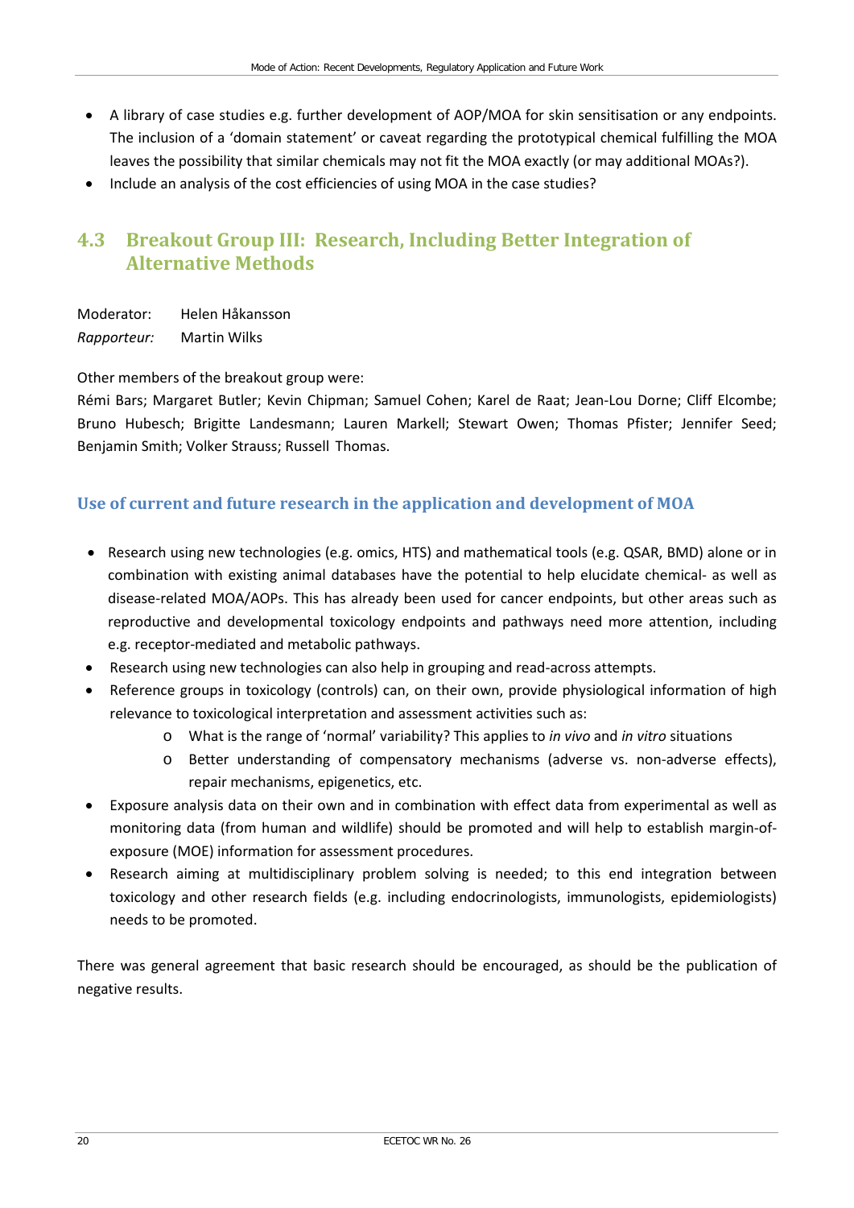- A library of case studies e.g. further development of AOP/MOA for skin sensitisation or any endpoints. The inclusion of a 'domain statement' or caveat regarding the prototypical chemical fulfilling the MOA leaves the possibility that similar chemicals may not fit the MOA exactly (or may additional MOAs?).
- Include an analysis of the cost efficiencies of using MOA in the case studies?

## 4.3 Breakout Group III: Research, Including Better Integration of Alternative Methods

Moderator: Helen Håkansson
*Rapporteur:* Martin Wilks

Other members of the breakout group were:
Rémi Bars; Margaret Butler; Kevin Chipman; Samuel Cohen; Karel de Raat; Jean-Lou Dorne; Cliff Elcombe; Bruno Hubesch; Brigitte Landesmann; Lauren Markell; Stewart Owen; Thomas Pfister; Jennifer Seed; Benjamin Smith; Volker Strauss; Russell Thomas.

### Use of current and future research in the application and development of MOA

- Research using new technologies (e.g. omics, HTS) and mathematical tools (e.g. QSAR, BMD) alone or in combination with existing animal databases have the potential to help elucidate chemical- as well as disease-related MOA/AOPs. This has already been used for cancer endpoints, but other areas such as reproductive and developmental toxicology endpoints and pathways need more attention, including e.g. receptor-mediated and metabolic pathways.
- Research using new technologies can also help in grouping and read-across attempts.
- Reference groups in toxicology (controls) can, on their own, provide physiological information of high relevance to toxicological interpretation and assessment activities such as:
  - What is the range of 'normal' variability? This applies to *in vivo* and *in vitro* situations
  - Better understanding of compensatory mechanisms (adverse vs. non-adverse effects), repair mechanisms, epigenetics, etc.
- Exposure analysis data on their own and in combination with effect data from experimental as well as monitoring data (from human and wildlife) should be promoted and will help to establish margin-of-exposure (MOE) information for assessment procedures.
- Research aiming at multidisciplinary problem solving is needed; to this end integration between toxicology and other research fields (e.g. including endocrinologists, immunologists, epidemiologists) needs to be promoted.

There was general agreement that basic research should be encouraged, as should be the publication of negative results.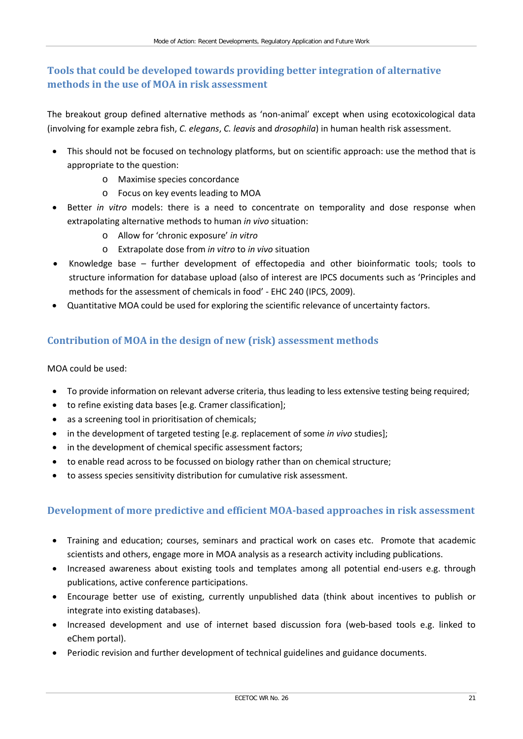## Tools that could be developed towards providing better integration of alternative methods in the use of MOA in risk assessment

The breakout group defined alternative methods as 'non-animal' except when using ecotoxicological data (involving for example zebra fish, *C. elegans*, *C. leavis* and *drosophila*) in human health risk assessment.

- This should not be focused on technology platforms, but on scientific approach: use the method that is appropriate to the question:
  - Maximise species concordance
  - Focus on key events leading to MOA
- Better *in vitro* models: there is a need to concentrate on temporality and dose response when extrapolating alternative methods to human *in vivo* situation:
  - Allow for 'chronic exposure' *in vitro*
  - Extrapolate dose from *in vitro* to *in vivo* situation
- Knowledge base – further development of effectopedia and other bioinformatic tools; tools to structure information for database upload (also of interest are IPCS documents such as 'Principles and methods for the assessment of chemicals in food' - EHC 240 (IPCS, 2009).
- Quantitative MOA could be used for exploring the scientific relevance of uncertainty factors.

## Contribution of MOA in the design of new (risk) assessment methods

MOA could be used:

- To provide information on relevant adverse criteria, thus leading to less extensive testing being required;
- to refine existing data bases [e.g. Cramer classification];
- as a screening tool in prioritisation of chemicals;
- in the development of targeted testing [e.g. replacement of some *in vivo* studies];
- in the development of chemical specific assessment factors;
- to enable read across to be focussed on biology rather than on chemical structure;
- to assess species sensitivity distribution for cumulative risk assessment.

## Development of more predictive and efficient MOA-based approaches in risk assessment

- Training and education; courses, seminars and practical work on cases etc. Promote that academic scientists and others, engage more in MOA analysis as a research activity including publications.
- Increased awareness about existing tools and templates among all potential end-users e.g. through publications, active conference participations.
- Encourage better use of existing, currently unpublished data (think about incentives to publish or integrate into existing databases).
- Increased development and use of internet based discussion fora (web-based tools e.g. linked to eChem portal).
- Periodic revision and further development of technical guidelines and guidance documents.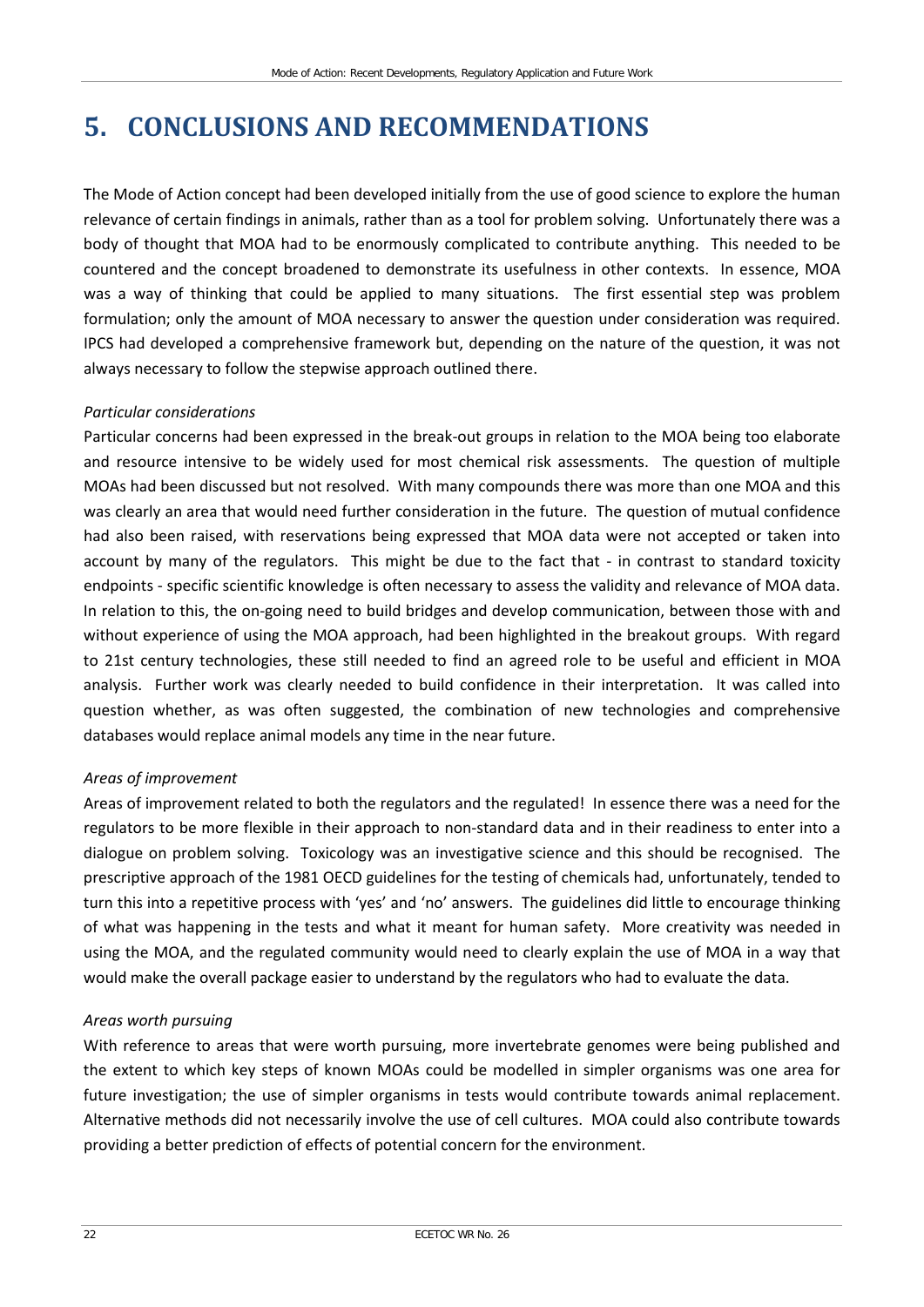# 5. CONCLUSIONS AND RECOMMENDATIONS

The Mode of Action concept had been developed initially from the use of good science to explore the human relevance of certain findings in animals, rather than as a tool for problem solving. Unfortunately there was a body of thought that MOA had to be enormously complicated to contribute anything. This needed to be countered and the concept broadened to demonstrate its usefulness in other contexts. In essence, MOA was a way of thinking that could be applied to many situations. The first essential step was problem formulation; only the amount of MOA necessary to answer the question under consideration was required. IPCS had developed a comprehensive framework but, depending on the nature of the question, it was not always necessary to follow the stepwise approach outlined there.

*Particular considerations*

Particular concerns had been expressed in the break-out groups in relation to the MOA being too elaborate and resource intensive to be widely used for most chemical risk assessments. The question of multiple MOAs had been discussed but not resolved. With many compounds there was more than one MOA and this was clearly an area that would need further consideration in the future. The question of mutual confidence had also been raised, with reservations being expressed that MOA data were not accepted or taken into account by many of the regulators. This might be due to the fact that - in contrast to standard toxicity endpoints - specific scientific knowledge is often necessary to assess the validity and relevance of MOA data. In relation to this, the on-going need to build bridges and develop communication, between those with and without experience of using the MOA approach, had been highlighted in the breakout groups. With regard to 21st century technologies, these still needed to find an agreed role to be useful and efficient in MOA analysis. Further work was clearly needed to build confidence in their interpretation. It was called into question whether, as was often suggested, the combination of new technologies and comprehensive databases would replace animal models any time in the near future.

*Areas of improvement*

Areas of improvement related to both the regulators and the regulated! In essence there was a need for the regulators to be more flexible in their approach to non-standard data and in their readiness to enter into a dialogue on problem solving. Toxicology was an investigative science and this should be recognised. The prescriptive approach of the 1981 OECD guidelines for the testing of chemicals had, unfortunately, tended to turn this into a repetitive process with 'yes' and 'no' answers. The guidelines did little to encourage thinking of what was happening in the tests and what it meant for human safety. More creativity was needed in using the MOA, and the regulated community would need to clearly explain the use of MOA in a way that would make the overall package easier to understand by the regulators who had to evaluate the data.

*Areas worth pursuing*

With reference to areas that were worth pursuing, more invertebrate genomes were being published and the extent to which key steps of known MOAs could be modelled in simpler organisms was one area for future investigation; the use of simpler organisms in tests would contribute towards animal replacement. Alternative methods did not necessarily involve the use of cell cultures. MOA could also contribute towards providing a better prediction of effects of potential concern for the environment.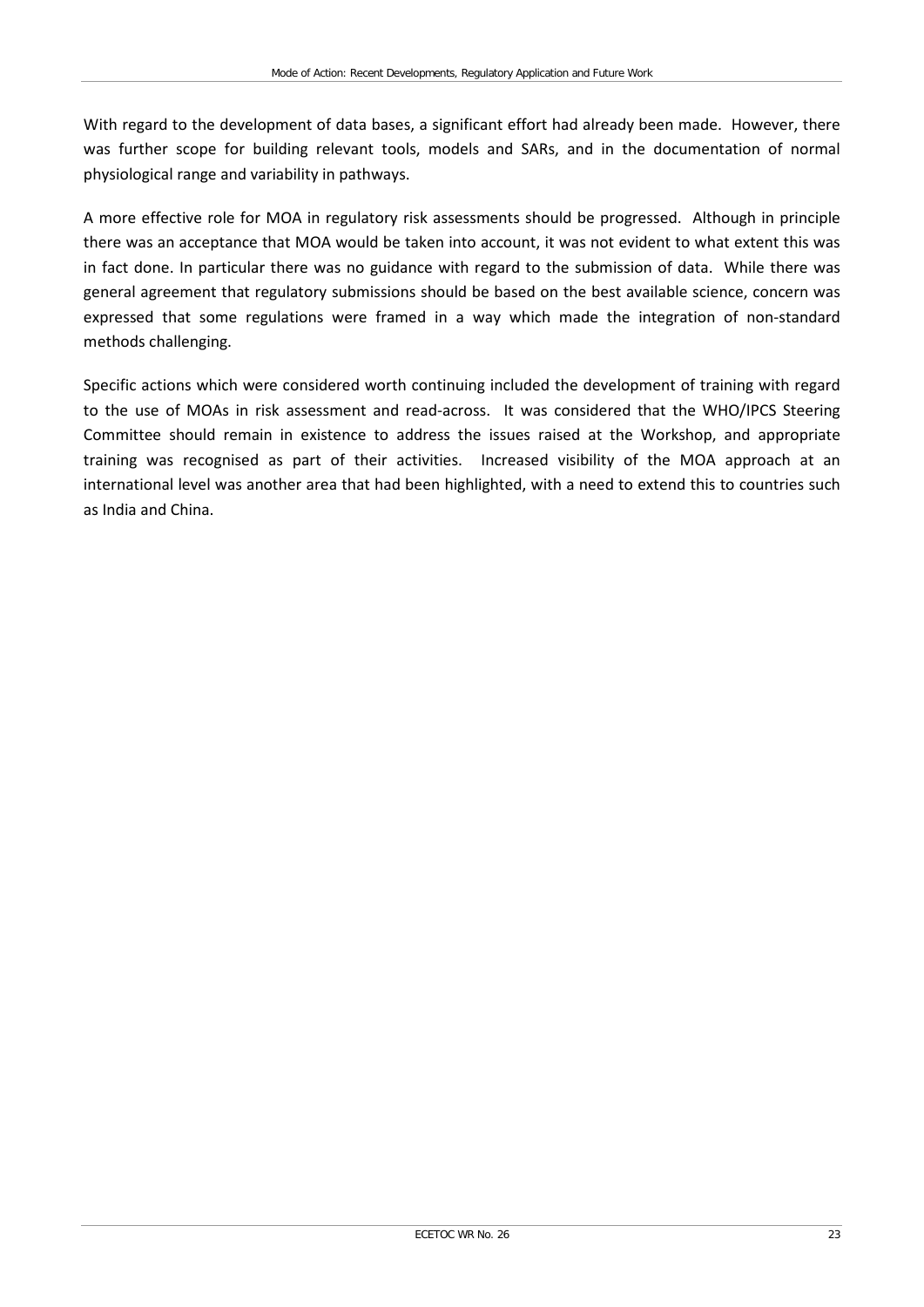With regard to the development of data bases, a significant effort had already been made. However, there was further scope for building relevant tools, models and SARs, and in the documentation of normal physiological range and variability in pathways.

A more effective role for MOA in regulatory risk assessments should be progressed. Although in principle there was an acceptance that MOA would be taken into account, it was not evident to what extent this was in fact done. In particular there was no guidance with regard to the submission of data. While there was general agreement that regulatory submissions should be based on the best available science, concern was expressed that some regulations were framed in a way which made the integration of non-standard methods challenging.

Specific actions which were considered worth continuing included the development of training with regard to the use of MOAs in risk assessment and read-across. It was considered that the WHO/IPCS Steering Committee should remain in existence to address the issues raised at the Workshop, and appropriate training was recognised as part of their activities. Increased visibility of the MOA approach at an international level was another area that had been highlighted, with a need to extend this to countries such as India and China.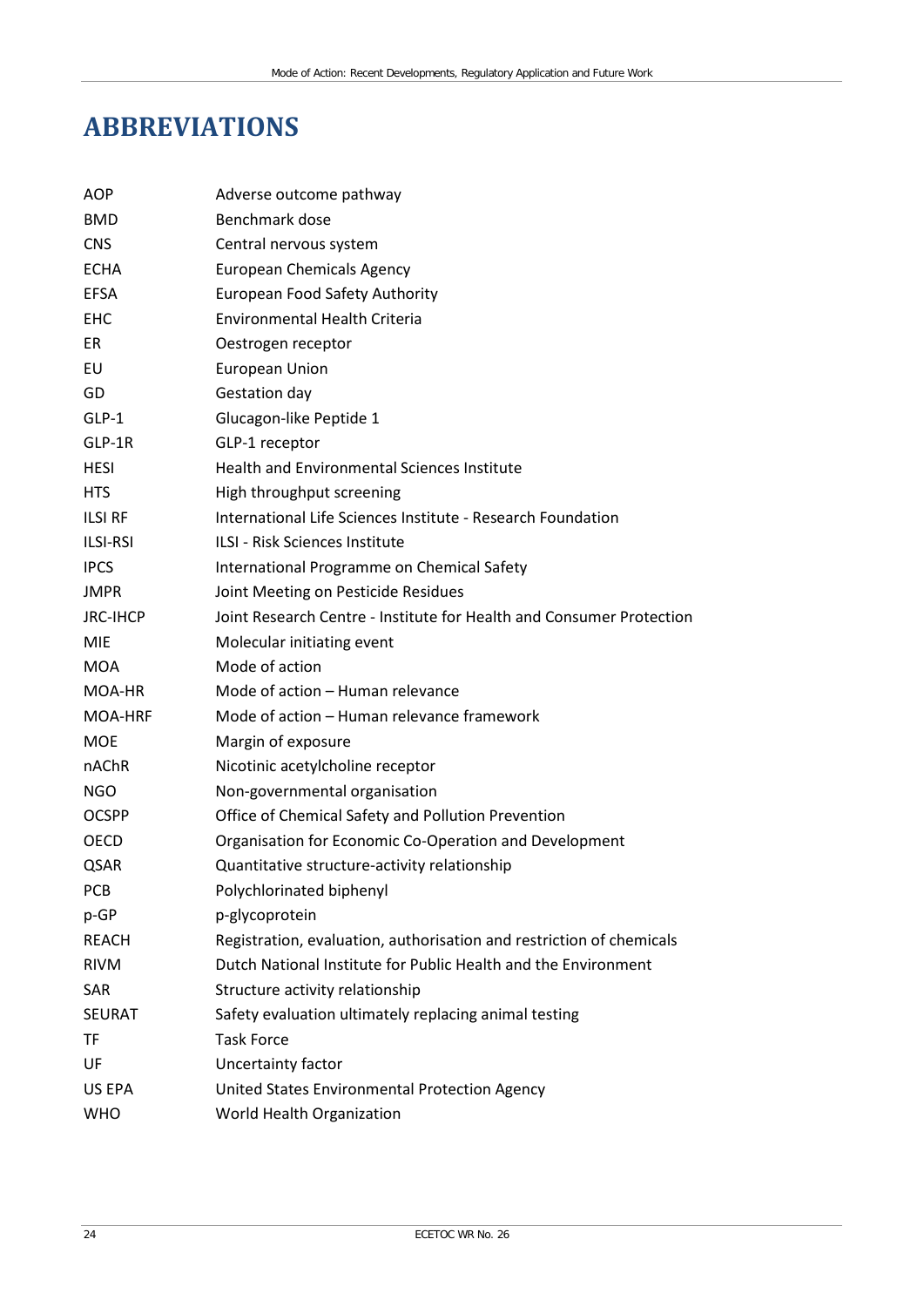# ABBREVIATIONS

| | |
|---|---|
| AOP | Adverse outcome pathway |
| BMD | Benchmark dose |
| CNS | Central nervous system |
| ECHA | European Chemicals Agency |
| EFSA | European Food Safety Authority |
| EHC | Environmental Health Criteria |
| ER | Oestrogen receptor |
| EU | European Union |
| GD | Gestation day |
| GLP-1 | Glucagon-like Peptide 1 |
| GLP-1R | GLP-1 receptor |
| HESI | Health and Environmental Sciences Institute |
| HTS | High throughput screening |
| ILSI RF | International Life Sciences Institute - Research Foundation |
| ILSI-RSI | ILSI - Risk Sciences Institute |
| IPCS | International Programme on Chemical Safety |
| JMPR | Joint Meeting on Pesticide Residues |
| JRC-IHCP | Joint Research Centre - Institute for Health and Consumer Protection |
| MIE | Molecular initiating event |
| MOA | Mode of action |
| MOA-HR | Mode of action – Human relevance |
| MOA-HRF | Mode of action – Human relevance framework |
| MOE | Margin of exposure |
| nAChR | Nicotinic acetylcholine receptor |
| NGO | Non-governmental organisation |
| OCSPP | Office of Chemical Safety and Pollution Prevention |
| OECD | Organisation for Economic Co-Operation and Development |
| QSAR | Quantitative structure-activity relationship |
| PCB | Polychlorinated biphenyl |
| p-GP | p-glycoprotein |
| REACH | Registration, evaluation, authorisation and restriction of chemicals |
| RIVM | Dutch National Institute for Public Health and the Environment |
| SAR | Structure activity relationship |
| SEURAT | Safety evaluation ultimately replacing animal testing |
| TF | Task Force |
| UF | Uncertainty factor |
| US EPA | United States Environmental Protection Agency |
| WHO | World Health Organization |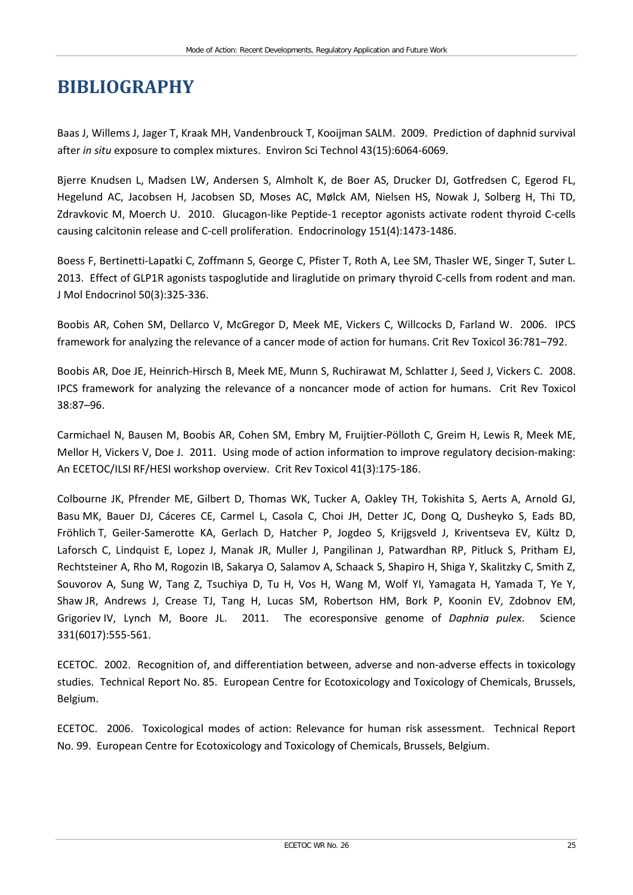# BIBLIOGRAPHY

Baas J, Willems J, Jager T, Kraak MH, Vandenbrouck T, Kooijman SALM. 2009. Prediction of daphnid survival after *in situ* exposure to complex mixtures. Environ Sci Technol 43(15):6064-6069.

Bjerre Knudsen L, Madsen LW, Andersen S, Almholt K, de Boer AS, Drucker DJ, Gotfredsen C, Egerod FL, Hegelund AC, Jacobsen H, Jacobsen SD, Moses AC, Mølck AM, Nielsen HS, Nowak J, Solberg H, Thi TD, Zdravkovic M, Moerch U. 2010. Glucagon-like Peptide-1 receptor agonists activate rodent thyroid C-cells causing calcitonin release and C-cell proliferation. Endocrinology 151(4):1473-1486.

Boess F, Bertinetti-Lapatki C, Zoffmann S, George C, Pfister T, Roth A, Lee SM, Thasler WE, Singer T, Suter L. 2013. Effect of GLP1R agonists taspoglutide and liraglutide on primary thyroid C-cells from rodent and man. J Mol Endocrinol 50(3):325-336.

Boobis AR, Cohen SM, Dellarco V, McGregor D, Meek ME, Vickers C, Willcocks D, Farland W. 2006. IPCS framework for analyzing the relevance of a cancer mode of action for humans. Crit Rev Toxicol 36:781–792.

Boobis AR, Doe JE, Heinrich-Hirsch B, Meek ME, Munn S, Ruchirawat M, Schlatter J, Seed J, Vickers C. 2008. IPCS framework for analyzing the relevance of a noncancer mode of action for humans. Crit Rev Toxicol 38:87–96.

Carmichael N, Bausen M, Boobis AR, Cohen SM, Embry M, Fruijtier-Pölloth C, Greim H, Lewis R, Meek ME, Mellor H, Vickers V, Doe J. 2011. Using mode of action information to improve regulatory decision-making: An ECETOC/ILSI RF/HESI workshop overview. Crit Rev Toxicol 41(3):175-186.

Colbourne JK, Pfrender ME, Gilbert D, Thomas WK, Tucker A, Oakley TH, Tokishita S, Aerts A, Arnold GJ, Basu MK, Bauer DJ, Cáceres CE, Carmel L, Casola C, Choi JH, Detter JC, Dong Q, Dusheyko S, Eads BD, Fröhlich T, Geiler-Samerotte KA, Gerlach D, Hatcher P, Jogdeo S, Krijgsveld J, Kriventseva EV, Kültz D, Laforsch C, Lindquist E, Lopez J, Manak JR, Muller J, Pangilinan J, Patwardhan RP, Pitluck S, Pritham EJ, Rechtsteiner A, Rho M, Rogozin IB, Sakarya O, Salamov A, Schaack S, Shapiro H, Shiga Y, Skalitzky C, Smith Z, Souvorov A, Sung W, Tang Z, Tsuchiya D, Tu H, Vos H, Wang M, Wolf YI, Yamagata H, Yamada T, Ye Y, Shaw JR, Andrews J, Crease TJ, Tang H, Lucas SM, Robertson HM, Bork P, Koonin EV, Zdobnov EM, Grigoriev IV, Lynch M, Boore JL. 2011. The ecoresponsive genome of *Daphnia pulex*. Science 331(6017):555-561.

ECETOC. 2002. Recognition of, and differentiation between, adverse and non-adverse effects in toxicology studies. Technical Report No. 85. European Centre for Ecotoxicology and Toxicology of Chemicals, Brussels, Belgium.

ECETOC. 2006. Toxicological modes of action: Relevance for human risk assessment. Technical Report No. 99. European Centre for Ecotoxicology and Toxicology of Chemicals, Brussels, Belgium.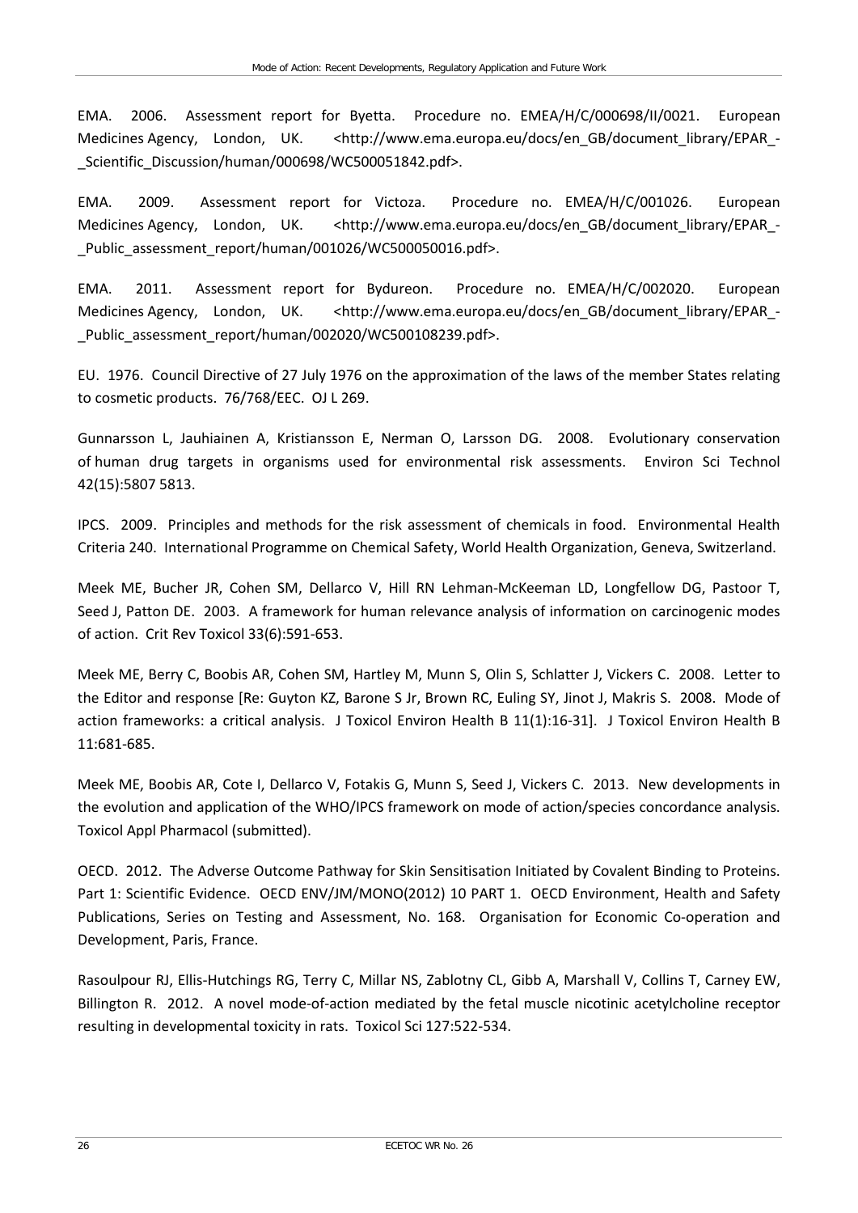EMA. 2006. Assessment report for Byetta. Procedure no. EMEA/H/C/000698/II/0021. European Medicines Agency, London, UK. <http://www.ema.europa.eu/docs/en_GB/document_library/EPAR_-_Scientific_Discussion/human/000698/WC500051842.pdf>.

EMA. 2009. Assessment report for Victoza. Procedure no. EMEA/H/C/001026. European Medicines Agency, London, UK. <http://www.ema.europa.eu/docs/en_GB/document_library/EPAR_-_Public_assessment_report/human/001026/WC500050016.pdf>.

EMA. 2011. Assessment report for Bydureon. Procedure no. EMEA/H/C/002020. European Medicines Agency, London, UK. <http://www.ema.europa.eu/docs/en_GB/document_library/EPAR_-_Public_assessment_report/human/002020/WC500108239.pdf>.

EU. 1976. Council Directive of 27 July 1976 on the approximation of the laws of the member States relating to cosmetic products. 76/768/EEC. OJ L 269.

Gunnarsson L, Jauhiainen A, Kristiansson E, Nerman O, Larsson DG. 2008. Evolutionary conservation of human drug targets in organisms used for environmental risk assessments. Environ Sci Technol 42(15):5807 5813.

IPCS. 2009. Principles and methods for the risk assessment of chemicals in food. Environmental Health Criteria 240. International Programme on Chemical Safety, World Health Organization, Geneva, Switzerland.

Meek ME, Bucher JR, Cohen SM, Dellarco V, Hill RN Lehman-McKeeman LD, Longfellow DG, Pastoor T, Seed J, Patton DE. 2003. A framework for human relevance analysis of information on carcinogenic modes of action. Crit Rev Toxicol 33(6):591-653.

Meek ME, Berry C, Boobis AR, Cohen SM, Hartley M, Munn S, Olin S, Schlatter J, Vickers C. 2008. Letter to the Editor and response [Re: Guyton KZ, Barone S Jr, Brown RC, Euling SY, Jinot J, Makris S. 2008. Mode of action frameworks: a critical analysis. J Toxicol Environ Health B 11(1):16-31]. J Toxicol Environ Health B 11:681-685.

Meek ME, Boobis AR, Cote I, Dellarco V, Fotakis G, Munn S, Seed J, Vickers C. 2013. New developments in the evolution and application of the WHO/IPCS framework on mode of action/species concordance analysis. Toxicol Appl Pharmacol (submitted).

OECD. 2012. The Adverse Outcome Pathway for Skin Sensitisation Initiated by Covalent Binding to Proteins. Part 1: Scientific Evidence. OECD ENV/JM/MONO(2012) 10 PART 1. OECD Environment, Health and Safety Publications, Series on Testing and Assessment, No. 168. Organisation for Economic Co-operation and Development, Paris, France.

Rasoulpour RJ, Ellis-Hutchings RG, Terry C, Millar NS, Zablotny CL, Gibb A, Marshall V, Collins T, Carney EW, Billington R. 2012. A novel mode-of-action mediated by the fetal muscle nicotinic acetylcholine receptor resulting in developmental toxicity in rats. Toxicol Sci 127:522-534.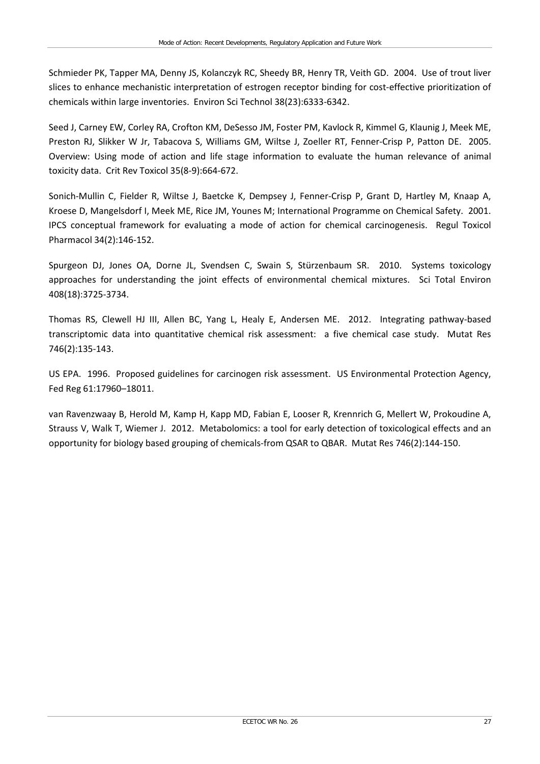Schmieder PK, Tapper MA, Denny JS, Kolanczyk RC, Sheedy BR, Henry TR, Veith GD. 2004. Use of trout liver slices to enhance mechanistic interpretation of estrogen receptor binding for cost-effective prioritization of chemicals within large inventories. Environ Sci Technol 38(23):6333-6342.

Seed J, Carney EW, Corley RA, Crofton KM, DeSesso JM, Foster PM, Kavlock R, Kimmel G, Klaunig J, Meek ME, Preston RJ, Slikker W Jr, Tabacova S, Williams GM, Wiltse J, Zoeller RT, Fenner-Crisp P, Patton DE. 2005. Overview: Using mode of action and life stage information to evaluate the human relevance of animal toxicity data. Crit Rev Toxicol 35(8-9):664-672.

Sonich-Mullin C, Fielder R, Wiltse J, Baetcke K, Dempsey J, Fenner-Crisp P, Grant D, Hartley M, Knaap A, Kroese D, Mangelsdorf I, Meek ME, Rice JM, Younes M; International Programme on Chemical Safety. 2001. IPCS conceptual framework for evaluating a mode of action for chemical carcinogenesis. Regul Toxicol Pharmacol 34(2):146-152.

Spurgeon DJ, Jones OA, Dorne JL, Svendsen C, Swain S, Stürzenbaum SR. 2010. Systems toxicology approaches for understanding the joint effects of environmental chemical mixtures. Sci Total Environ 408(18):3725-3734.

Thomas RS, Clewell HJ III, Allen BC, Yang L, Healy E, Andersen ME. 2012. Integrating pathway-based transcriptomic data into quantitative chemical risk assessment: a five chemical case study. Mutat Res 746(2):135-143.

US EPA. 1996. Proposed guidelines for carcinogen risk assessment. US Environmental Protection Agency, Fed Reg 61:17960–18011.

van Ravenzwaay B, Herold M, Kamp H, Kapp MD, Fabian E, Looser R, Krennrich G, Mellert W, Prokoudine A, Strauss V, Walk T, Wiemer J. 2012. Metabolomics: a tool for early detection of toxicological effects and an opportunity for biology based grouping of chemicals-from QSAR to QBAR. Mutat Res 746(2):144-150.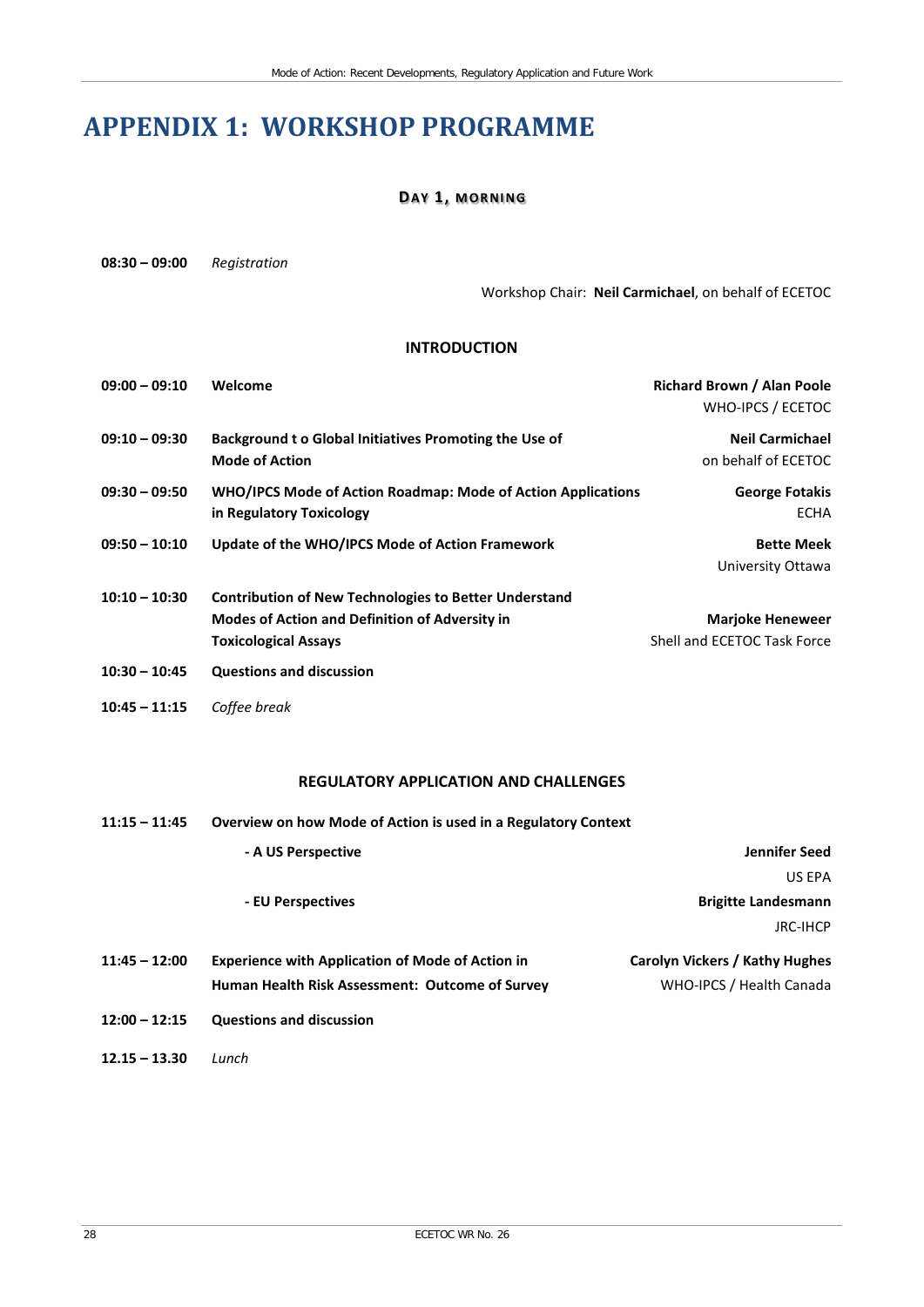# APPENDIX 1: WORKSHOP PROGRAMME

### DAY 1, MORNING

**08:30 – 09:00** *Registration*

Workshop Chair: **Neil Carmichael**, on behalf of ECETOC

### INTRODUCTION

| | | |
|---|---|---|
| **09:00 – 09:10** | **Welcome** | **Richard Brown / Alan Poole** WHO-IPCS / ECETOC |
| **09:10 – 09:30** | **Background t o Global Initiatives Promoting the Use of Mode of Action** | **Neil Carmichael** on behalf of ECETOC |
| **09:30 – 09:50** | **WHO/IPCS Mode of Action Roadmap: Mode of Action Applications in Regulatory Toxicology** | **George Fotakis** ECHA |
| **09:50 – 10:10** | **Update of the WHO/IPCS Mode of Action Framework** | **Bette Meek** University Ottawa |
| **10:10 – 10:30** | **Contribution of New Technologies to Better Understand Modes of Action and Definition of Adversity in Toxicological Assays** | **Marjoke Heneweer** Shell and ECETOC Task Force |
| **10:30 – 10:45** | **Questions and discussion** | |
| **10:45 – 11:15** | *Coffee break* | |

### REGULATORY APPLICATION AND CHALLENGES

| | | |
|---|---|---|
| **11:15 – 11:45** | **Overview on how Mode of Action is used in a Regulatory Context** | |
| | **- A US Perspective** | **Jennifer Seed** US EPA |
| | **- EU Perspectives** | **Brigitte Landesmann** JRC-IHCP |
| **11:45 – 12:00** | **Experience with Application of Mode of Action in Human Health Risk Assessment: Outcome of Survey** | **Carolyn Vickers / Kathy Hughes** WHO-IPCS / Health Canada |
| **12:00 – 12:15** | **Questions and discussion** | |
| **12.15 – 13.30** | *Lunch* | |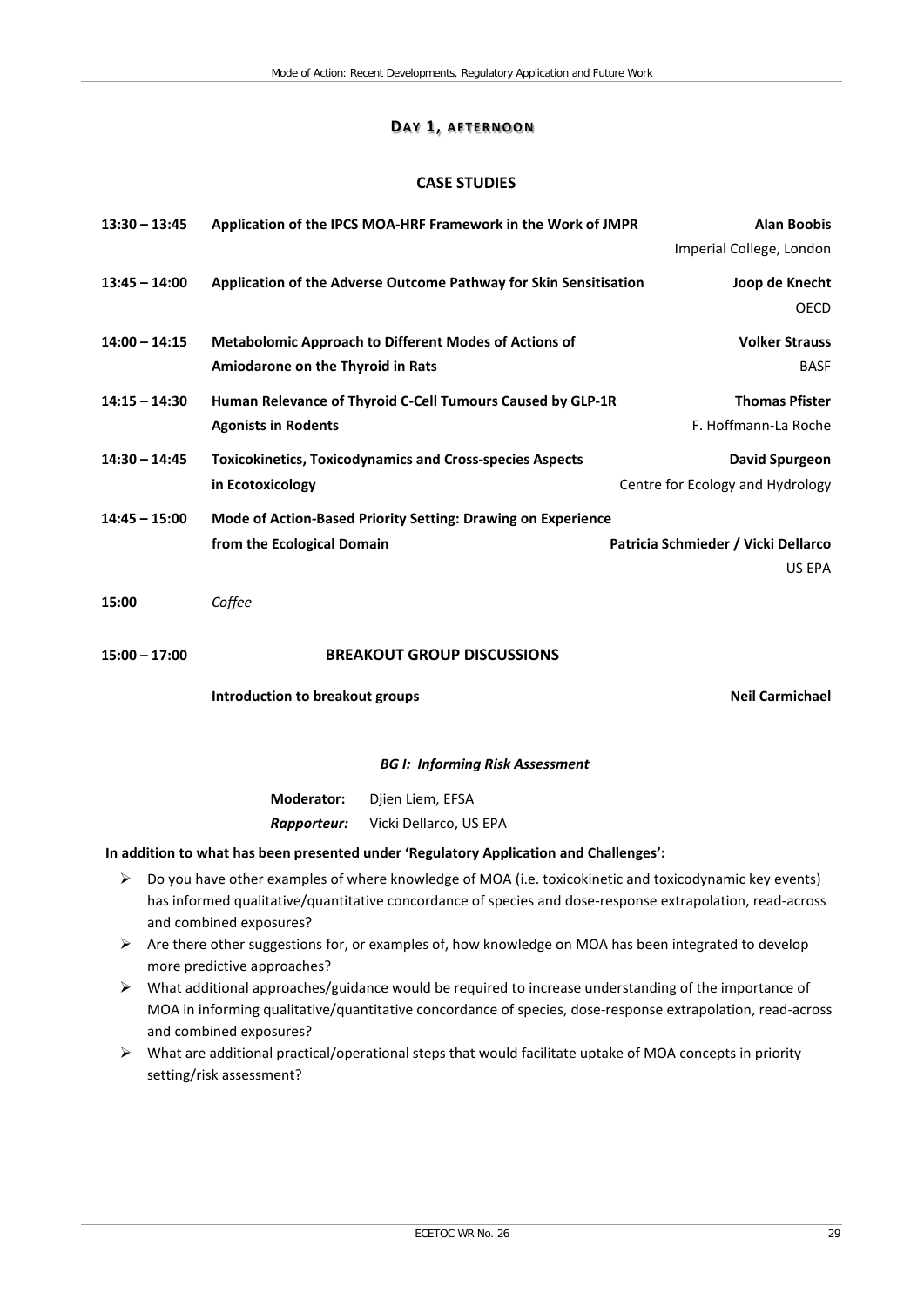## DAY 1, AFTERNOON

### CASE STUDIES

| | | |
|---|---|---|
| **13:30 – 13:45** | **Application of the IPCS MOA-HRF Framework in the Work of JMPR** | **Alan Boobis**<br>Imperial College, London |
| **13:45 – 14:00** | **Application of the Adverse Outcome Pathway for Skin Sensitisation** | **Joop de Knecht**<br>OECD |
| **14:00 – 14:15** | **Metabolomic Approach to Different Modes of Actions of Amiodarone on the Thyroid in Rats** | **Volker Strauss**<br>BASF |
| **14:15 – 14:30** | **Human Relevance of Thyroid C-Cell Tumours Caused by GLP-1R Agonists in Rodents** | **Thomas Pfister**<br>F. Hoffmann-La Roche |
| **14:30 – 14:45** | **Toxicokinetics, Toxicodynamics and Cross-species Aspects in Ecotoxicology** | **David Spurgeon**<br>Centre for Ecology and Hydrology |
| **14:45 – 15:00** | **Mode of Action-Based Priority Setting: Drawing on Experience from the Ecological Domain** | **Patricia Schmieder / Vicki Dellarco**<br>US EPA |
| **15:00** | *Coffee* | |

**15:00 – 17:00** **BREAKOUT GROUP DISCUSSIONS**

**Introduction to breakout groups** **Neil Carmichael**

#### *BG I: Informing Risk Assessment*

**Moderator:** Djien Liem, EFSA
***Rapporteur:*** Vicki Dellarco, US EPA

**In addition to what has been presented under 'Regulatory Application and Challenges':**

- Do you have other examples of where knowledge of MOA (i.e. toxicokinetic and toxicodynamic key events) has informed qualitative/quantitative concordance of species and dose-response extrapolation, read-across and combined exposures?
- Are there other suggestions for, or examples of, how knowledge on MOA has been integrated to develop more predictive approaches?
- What additional approaches/guidance would be required to increase understanding of the importance of MOA in informing qualitative/quantitative concordance of species, dose-response extrapolation, read-across and combined exposures?
- What are additional practical/operational steps that would facilitate uptake of MOA concepts in priority setting/risk assessment?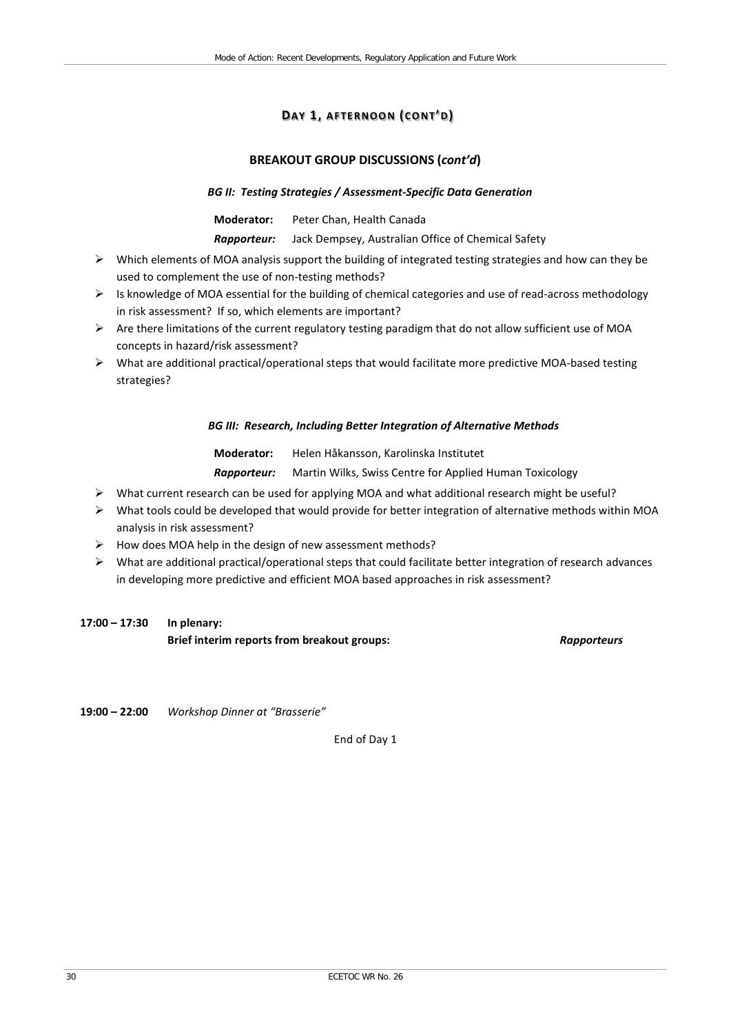## DAY 1, AFTERNOON (CONT'D)

### BREAKOUT GROUP DISCUSSIONS (*cont'd*)

#### *BG II: Testing Strategies / Assessment-Specific Data Generation*

**Moderator:** Peter Chan, Health Canada

***Rapporteur:*** Jack Dempsey, Australian Office of Chemical Safety

- Which elements of MOA analysis support the building of integrated testing strategies and how can they be used to complement the use of non-testing methods?
- Is knowledge of MOA essential for the building of chemical categories and use of read-across methodology in risk assessment? If so, which elements are important?
- Are there limitations of the current regulatory testing paradigm that do not allow sufficient use of MOA concepts in hazard/risk assessment?
- What are additional practical/operational steps that would facilitate more predictive MOA-based testing strategies?

#### *BG III: Research, Including Better Integration of Alternative Methods*

**Moderator:** Helen Håkansson, Karolinska Institutet

***Rapporteur:*** Martin Wilks, Swiss Centre for Applied Human Toxicology

- What current research can be used for applying MOA and what additional research might be useful?
- What tools could be developed that would provide for better integration of alternative methods within MOA analysis in risk assessment?
- How does MOA help in the design of new assessment methods?
- What are additional practical/operational steps that could facilitate better integration of research advances in developing more predictive and efficient MOA based approaches in risk assessment?

**17:00 – 17:30** **In plenary:**
**Brief interim reports from breakout groups:** ***Rapporteurs***

**19:00 – 22:00** *Workshop Dinner at "Brasserie"*

End of Day 1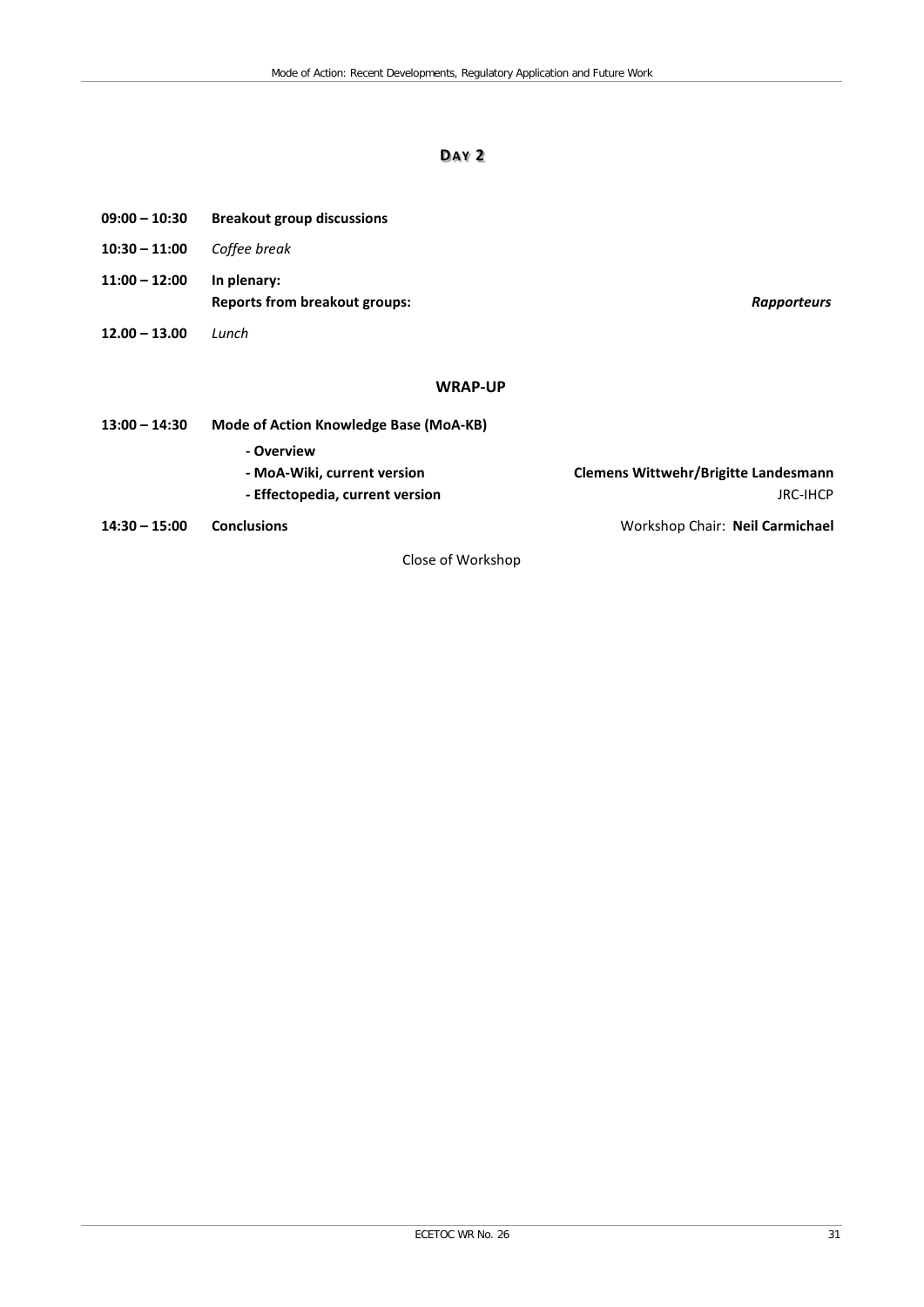## DAY 2

**09:00 – 10:30** **Breakout group discussions**

**10:30 – 11:00** *Coffee break*

**11:00 – 12:00** **In plenary:**
**Reports from breakout groups:** ***Rapporteurs***

**12.00 – 13.00** *Lunch*

### WRAP-UP

**13:00 – 14:30** **Mode of Action Knowledge Base (MoA-KB)**

- **Overview**
- **MoA-Wiki, current version**
- **Effectopedia, current version**

**Clemens Wittwehr/Brigitte Landesmann**
JRC-IHCP

**14:30 – 15:00** **Conclusions** Workshop Chair: **Neil Carmichael**

Close of Workshop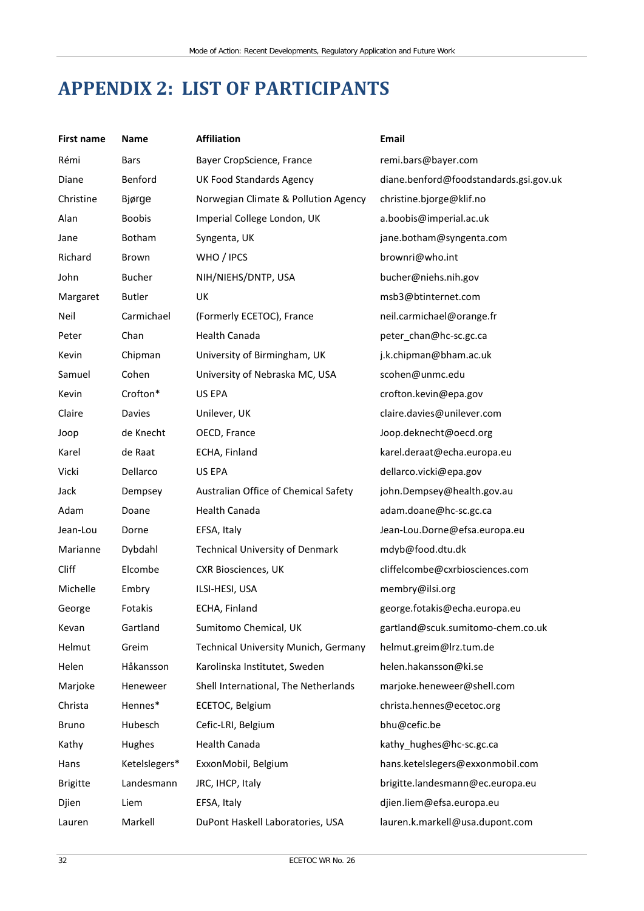# APPENDIX 2: LIST OF PARTICIPANTS

| First name | Name | Affiliation | Email |
|---|---|---|---|
| Rémi | Bars | Bayer CropScience, France | remi.bars@bayer.com |
| Diane | Benford | UK Food Standards Agency | diane.benford@foodstandards.gsi.gov.uk |
| Christine | Bjørge | Norwegian Climate & Pollution Agency | christine.bjorge@klif.no |
| Alan | Boobis | Imperial College London, UK | a.boobis@imperial.ac.uk |
| Jane | Botham | Syngenta, UK | jane.botham@syngenta.com |
| Richard | Brown | WHO / IPCS | brownri@who.int |
| John | Bucher | NIH/NIEHS/DNTP, USA | bucher@niehs.nih.gov |
| Margaret | Butler | UK | msb3@btinternet.com |
| Neil | Carmichael | (Formerly ECETOC), France | neil.carmichael@orange.fr |
| Peter | Chan | Health Canada | peter_chan@hc-sc.gc.ca |
| Kevin | Chipman | University of Birmingham, UK | j.k.chipman@bham.ac.uk |
| Samuel | Cohen | University of Nebraska MC, USA | scohen@unmc.edu |
| Kevin | Crofton* | US EPA | crofton.kevin@epa.gov |
| Claire | Davies | Unilever, UK | claire.davies@unilever.com |
| Joop | de Knecht | OECD, France | Joop.deknecht@oecd.org |
| Karel | de Raat | ECHA, Finland | karel.deraat@echa.europa.eu |
| Vicki | Dellarco | US EPA | dellarco.vicki@epa.gov |
| Jack | Dempsey | Australian Office of Chemical Safety | john.Dempsey@health.gov.au |
| Adam | Doane | Health Canada | adam.doane@hc-sc.gc.ca |
| Jean-Lou | Dorne | EFSA, Italy | Jean-Lou.Dorne@efsa.europa.eu |
| Marianne | Dybdahl | Technical University of Denmark | mdyb@food.dtu.dk |
| Cliff | Elcombe | CXR Biosciences, UK | cliffelcombe@cxrbiosciences.com |
| Michelle | Embry | ILSI-HESI, USA | membry@ilsi.org |
| George | Fotakis | ECHA, Finland | george.fotakis@echa.europa.eu |
| Kevan | Gartland | Sumitomo Chemical, UK | gartland@scuk.sumitomo-chem.co.uk |
| Helmut | Greim | Technical University Munich, Germany | helmut.greim@lrz.tum.de |
| Helen | Håkansson | Karolinska Institutet, Sweden | helen.hakansson@ki.se |
| Marjoke | Heneweer | Shell International, The Netherlands | marjoke.heneweer@shell.com |
| Christa | Hennes* | ECETOC, Belgium | christa.hennes@ecetoc.org |
| Bruno | Hubesch | Cefic-LRI, Belgium | bhu@cefic.be |
| Kathy | Hughes | Health Canada | kathy_hughes@hc-sc.gc.ca |
| Hans | Ketelslegers* | ExxonMobil, Belgium | hans.ketelslegers@exxonmobil.com |
| Brigitte | Landesmann | JRC, IHCP, Italy | brigitte.landesmann@ec.europa.eu |
| Djien | Liem | EFSA, Italy | djien.liem@efsa.europa.eu |
| Lauren | Markell | DuPont Haskell Laboratories, USA | lauren.k.markell@usa.dupont.com |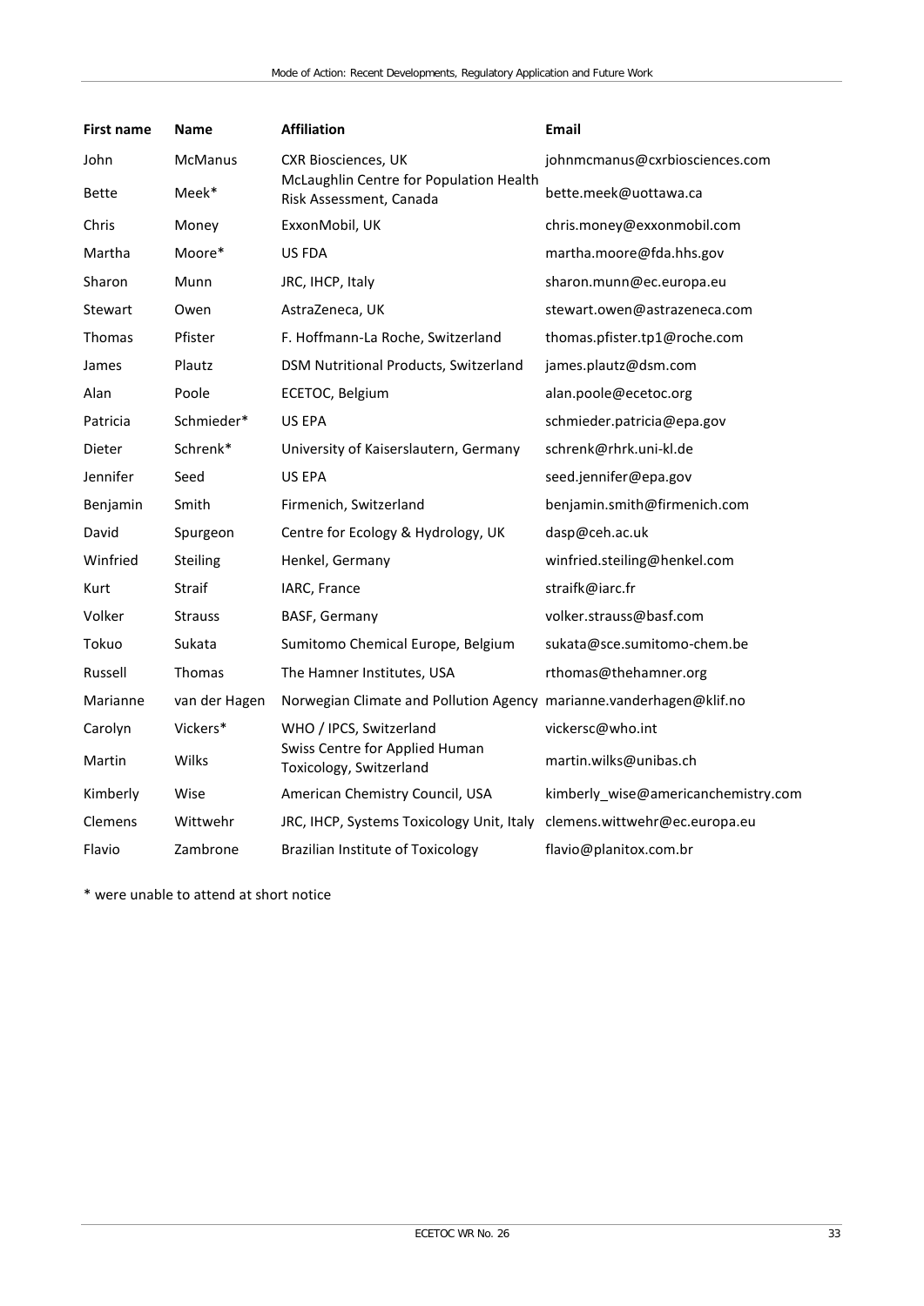| First name | Name | Affiliation | Email |
|---|---|---|---|
| John | McManus | CXR Biosciences, UK | johnmcmanus@cxrbiosciences.com |
| Bette | Meek* | McLaughlin Centre for Population Health Risk Assessment, Canada | bette.meek@uottawa.ca |
| Chris | Money | ExxonMobil, UK | chris.money@exxonmobil.com |
| Martha | Moore* | US FDA | martha.moore@fda.hhs.gov |
| Sharon | Munn | JRC, IHCP, Italy | sharon.munn@ec.europa.eu |
| Stewart | Owen | AstraZeneca, UK | stewart.owen@astrazeneca.com |
| Thomas | Pfister | F. Hoffmann-La Roche, Switzerland | thomas.pfister.tp1@roche.com |
| James | Plautz | DSM Nutritional Products, Switzerland | james.plautz@dsm.com |
| Alan | Poole | ECETOC, Belgium | alan.poole@ecetoc.org |
| Patricia | Schmieder* | US EPA | schmieder.patricia@epa.gov |
| Dieter | Schrenk* | University of Kaiserslautern, Germany | schrenk@rhrk.uni-kl.de |
| Jennifer | Seed | US EPA | seed.jennifer@epa.gov |
| Benjamin | Smith | Firmenich, Switzerland | benjamin.smith@firmenich.com |
| David | Spurgeon | Centre for Ecology & Hydrology, UK | dasp@ceh.ac.uk |
| Winfried | Steiling | Henkel, Germany | winfried.steiling@henkel.com |
| Kurt | Straif | IARC, France | straifk@iarc.fr |
| Volker | Strauss | BASF, Germany | volker.strauss@basf.com |
| Tokuo | Sukata | Sumitomo Chemical Europe, Belgium | sukata@sce.sumitomo-chem.be |
| Russell | Thomas | The Hamner Institutes, USA | rthomas@thehamner.org |
| Marianne | van der Hagen | Norwegian Climate and Pollution Agency | marianne.vanderhagen@klif.no |
| Carolyn | Vickers* | WHO / IPCS, Switzerland | vickersc@who.int |
| Martin | Wilks | Swiss Centre for Applied Human Toxicology, Switzerland | martin.wilks@unibas.ch |
| Kimberly | Wise | American Chemistry Council, USA | kimberly_wise@americanchemistry.com |
| Clemens | Wittwehr | JRC, IHCP, Systems Toxicology Unit, Italy | clemens.wittwehr@ec.europa.eu |
| Flavio | Zambrone | Brazilian Institute of Toxicology | flavio@planitox.com.br |

* were unable to attend at short notice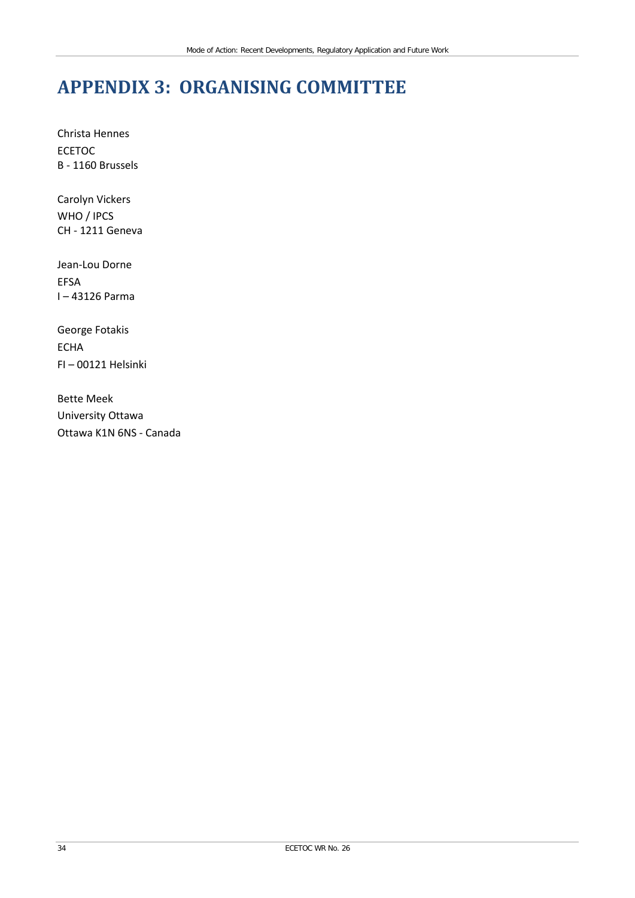# APPENDIX 3: ORGANISING COMMITTEE

Christa Hennes
ECETOC
B - 1160 Brussels

Carolyn Vickers
WHO / IPCS
CH - 1211 Geneva

Jean-Lou Dorne
EFSA
I – 43126 Parma

George Fotakis
ECHA
FI – 00121 Helsinki

Bette Meek
University Ottawa
Ottawa K1N 6NS - Canada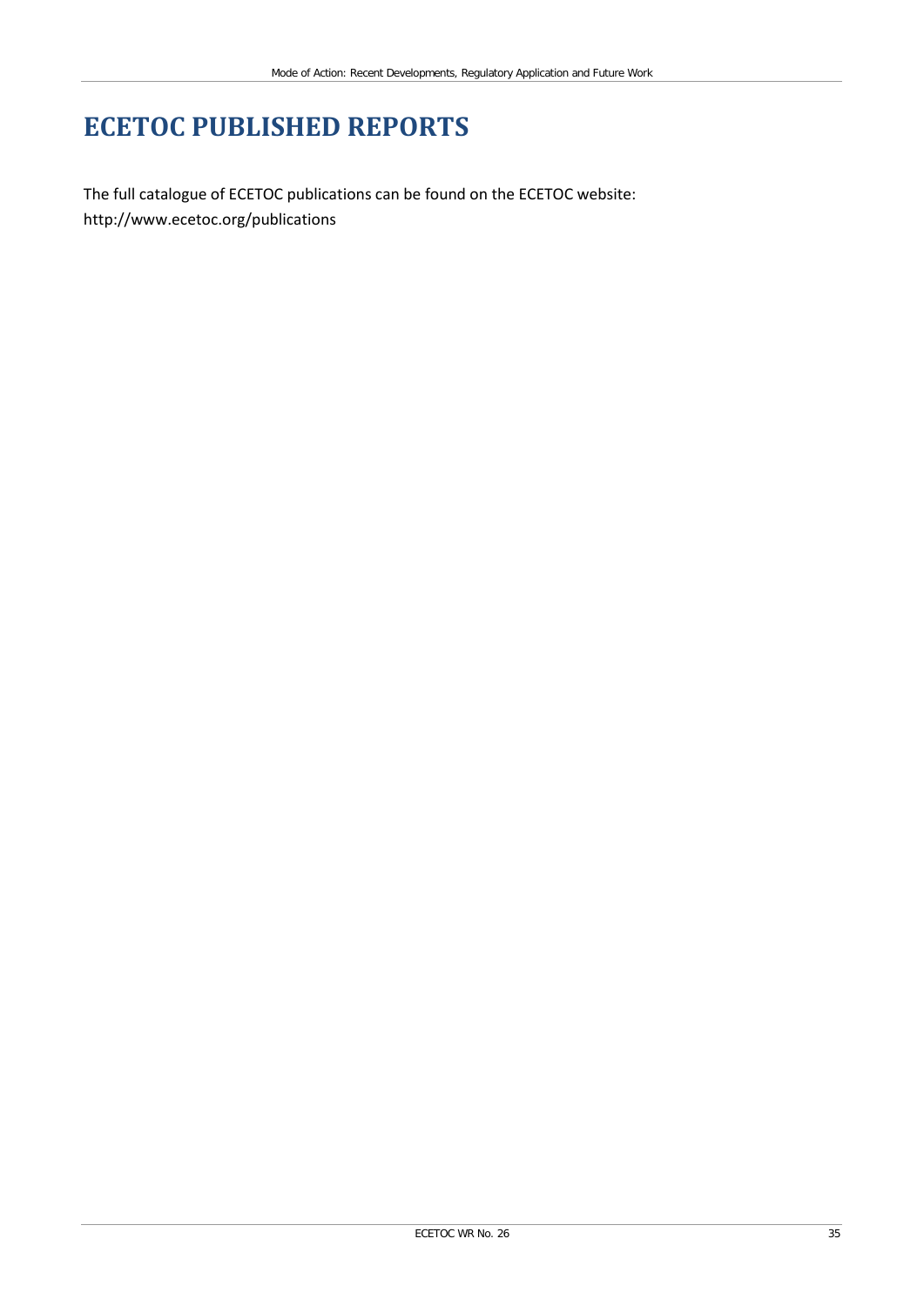# ECETOC PUBLISHED REPORTS

The full catalogue of ECETOC publications can be found on the ECETOC website:
http://www.ecetoc.org/publications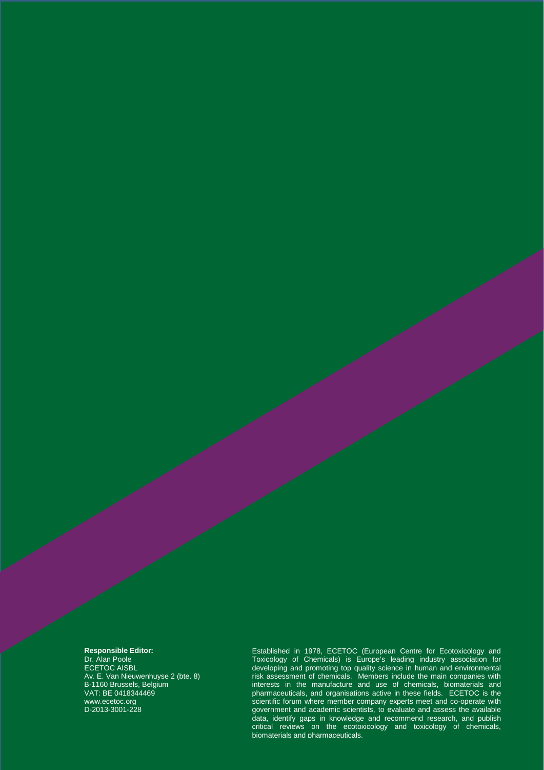**Responsible Editor:**
Dr. Alan Poole
ECETOC AISBL
Av. E. Van Nieuwenhuyse 2 (bte. 8)
B-1160 Brussels, Belgium
VAT: BE 0418344469
www.ecetoc.org
D-2013-3001-228

Established in 1978, ECETOC (European Centre for Ecotoxicology and Toxicology of Chemicals) is Europe's leading industry association for developing and promoting top quality science in human and environmental risk assessment of chemicals. Members include the main companies with interests in the manufacture and use of chemicals, biomaterials and pharmaceuticals, and organisations active in these fields. ECETOC is the scientific forum where member company experts meet and co-operate with government and academic scientists, to evaluate and assess the available data, identify gaps in knowledge and recommend research, and publish critical reviews on the ecotoxicology and toxicology of chemicals, biomaterials and pharmaceuticals.